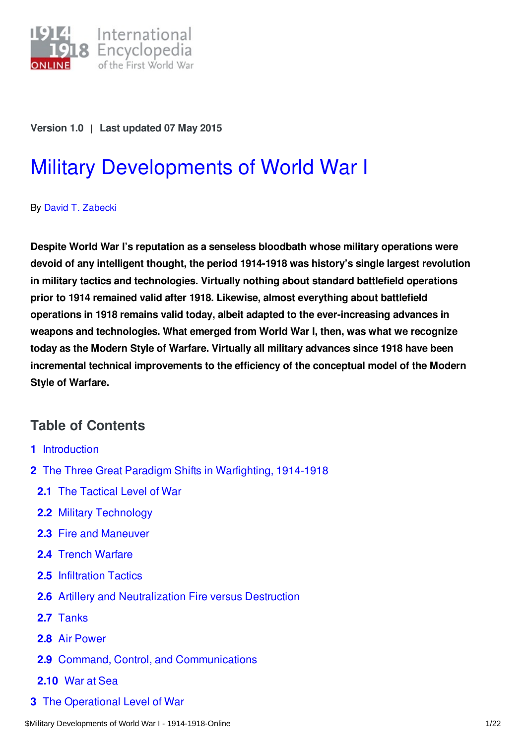Version 1.0 | Last updated 07 May 2015

# Military Developments of World War I

By David T. Zabecki

**Despite World War I's reputation as a senseless bloodbath whose military operations were devoid of any intelligent thought, the period 1914-1918 was history's single largest revolution in military tactics and technologies. Virtually nothing about standard battlefield operations prior to 1914 remained valid after 1918. Likewise, almost everything about battlefield operations in 1918 remains valid today, albeit adapted to the ever-increasing advances in weapons and technologies. What emerged from World War I, then, was what we recognize today as the Modern Style of Warfare. Virtually all military advances since 1918 have been incremental technical improvements to the efficiency of the conceptual model of the Modern Style of Warfare.**

## Table of Contents

1 Introduction

2 The Three Great Paradigm Shifts in Warfighting, 1914-1918

- 2.1 The Tactical Level of War
- 2.2 Military Technology
- 2.3 Fire and Maneuver
- 2.4 Trench Warfare
- 2.5 Infiltration Tactics
- 2.6 Artillery and Neutralization Fire versus Destruction
- 2.7 Tanks
- 2.8 Air Power
- 2.9 Command, Control, and Communications
- 2.10 War at Sea

3 The Operational Level of War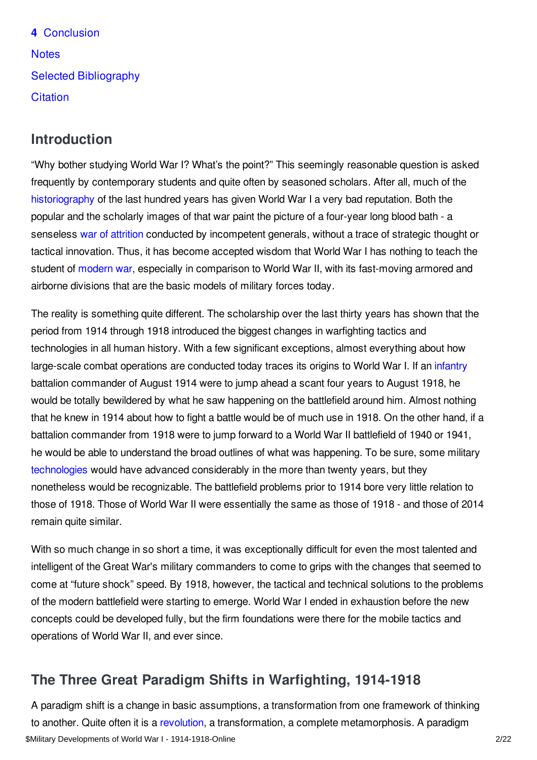**4** Conclusion

Notes

Selected Bibliography

Citation

## Introduction

"Why bother studying World War I? What's the point?" This seemingly reasonable question is asked frequently by contemporary students and quite often by seasoned scholars. After all, much of the historiography of the last hundred years has given World War I a very bad reputation. Both the popular and the scholarly images of that war paint the picture of a four-year long blood bath - a senseless war of attrition conducted by incompetent generals, without a trace of strategic thought or tactical innovation. Thus, it has become accepted wisdom that World War I has nothing to teach the student of modern war, especially in comparison to World War II, with its fast-moving armored and airborne divisions that are the basic models of military forces today.

The reality is something quite different. The scholarship over the last thirty years has shown that the period from 1914 through 1918 introduced the biggest changes in warfighting tactics and technologies in all human history. With a few significant exceptions, almost everything about how large-scale combat operations are conducted today traces its origins to World War I. If an infantry battalion commander of August 1914 were to jump ahead a scant four years to August 1918, he would be totally bewildered by what he saw happening on the battlefield around him. Almost nothing that he knew in 1914 about how to fight a battle would be of much use in 1918. On the other hand, if a battalion commander from 1918 were to jump forward to a World War II battlefield of 1940 or 1941, he would be able to understand the broad outlines of what was happening. To be sure, some military technologies would have advanced considerably in the more than twenty years, but they nonetheless would be recognizable. The battlefield problems prior to 1914 bore very little relation to those of 1918. Those of World War II were essentially the same as those of 1918 - and those of 2014 remain quite similar.

With so much change in so short a time, it was exceptionally difficult for even the most talented and intelligent of the Great War's military commanders to come to grips with the changes that seemed to come at "future shock" speed. By 1918, however, the tactical and technical solutions to the problems of the modern battlefield were starting to emerge. World War I ended in exhaustion before the new concepts could be developed fully, but the firm foundations were there for the mobile tactics and operations of World War II, and ever since.

## The Three Great Paradigm Shifts in Warfighting, 1914-1918

A paradigm shift is a change in basic assumptions, a transformation from one framework of thinking to another. Quite often it is a revolution, a transformation, a complete metamorphosis. A paradigm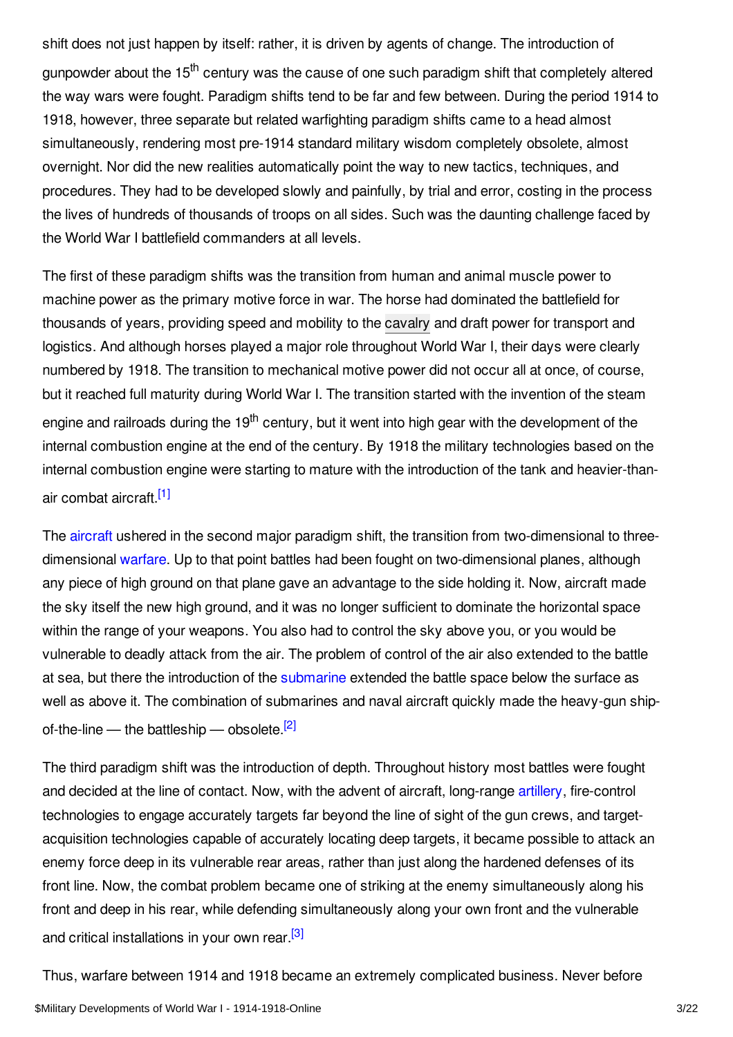shift does not just happen by itself: rather, it is driven by agents of change. The introduction of gunpowder about the 15th century was the cause of one such paradigm shift that completely altered the way wars were fought. Paradigm shifts tend to be far and few between. During the period 1914 to 1918, however, three separate but related warfighting paradigm shifts came to a head almost simultaneously, rendering most pre-1914 standard military wisdom completely obsolete, almost overnight. Nor did the new realities automatically point the way to new tactics, techniques, and procedures. They had to be developed slowly and painfully, by trial and error, costing in the process the lives of hundreds of thousands of troops on all sides. Such was the daunting challenge faced by the World War I battlefield commanders at all levels.

The first of these paradigm shifts was the transition from human and animal muscle power to machine power as the primary motive force in war. The horse had dominated the battlefield for thousands of years, providing speed and mobility to the cavalry and draft power for transport and logistics. And although horses played a major role throughout World War I, their days were clearly numbered by 1918. The transition to mechanical motive power did not occur all at once, of course, but it reached full maturity during World War I. The transition started with the invention of the steam engine and railroads during the 19th century, but it went into high gear with the development of the internal combustion engine at the end of the century. By 1918 the military technologies based on the internal combustion engine were starting to mature with the introduction of the tank and heavier-than-air combat aircraft.[1]

The aircraft ushered in the second major paradigm shift, the transition from two-dimensional to three-dimensional warfare. Up to that point battles had been fought on two-dimensional planes, although any piece of high ground on that plane gave an advantage to the side holding it. Now, aircraft made the sky itself the new high ground, and it was no longer sufficient to dominate the horizontal space within the range of your weapons. You also had to control the sky above you, or you would be vulnerable to deadly attack from the air. The problem of control of the air also extended to the battle at sea, but there the introduction of the submarine extended the battle space below the surface as well as above it. The combination of submarines and naval aircraft quickly made the heavy-gun ship-of-the-line — the battleship — obsolete.[2]

The third paradigm shift was the introduction of depth. Throughout history most battles were fought and decided at the line of contact. Now, with the advent of aircraft, long-range artillery, fire-control technologies to engage accurately targets far beyond the line of sight of the gun crews, and target-acquisition technologies capable of accurately locating deep targets, it became possible to attack an enemy force deep in its vulnerable rear areas, rather than just along the hardened defenses of its front line. Now, the combat problem became one of striking at the enemy simultaneously along his front and deep in his rear, while defending simultaneously along your own front and the vulnerable and critical installations in your own rear.[3]

Thus, warfare between 1914 and 1918 became an extremely complicated business. Never before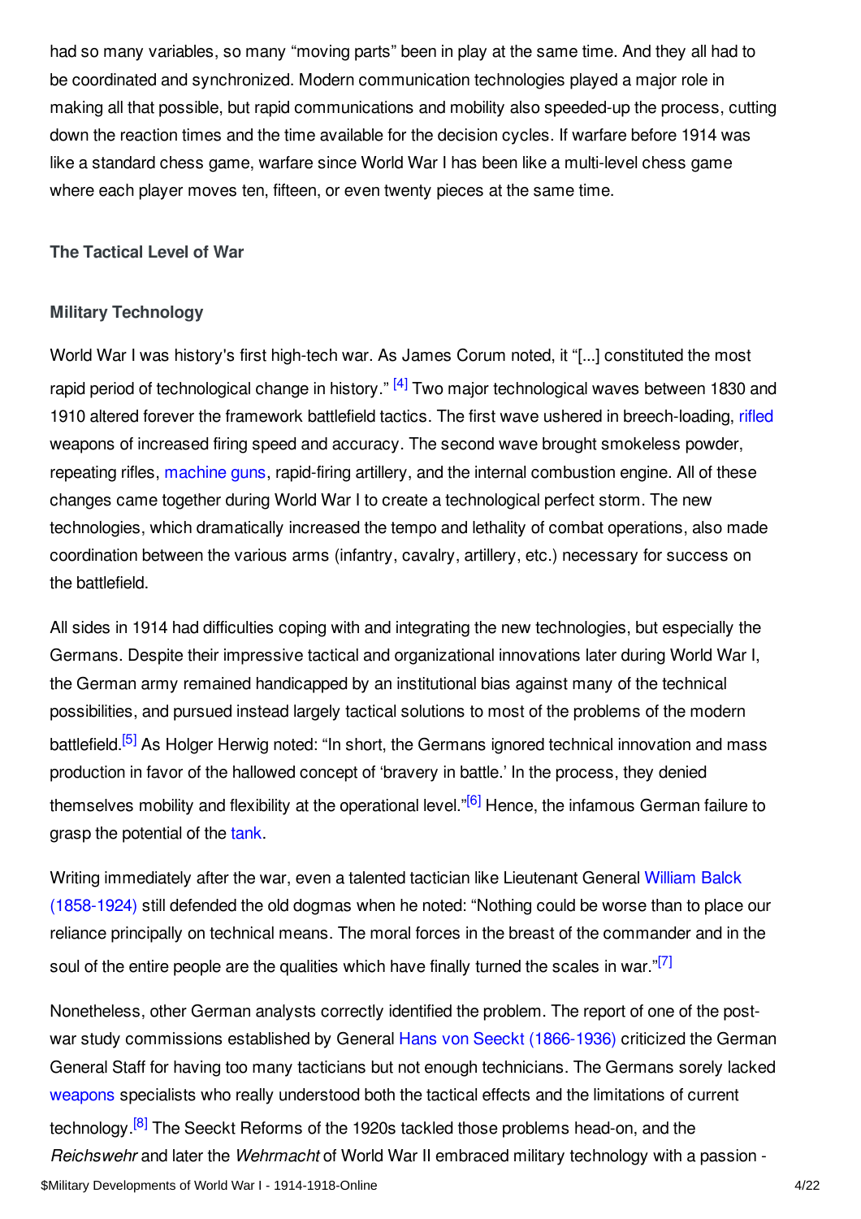had so many variables, so many “moving parts” been in play at the same time. And they all had to be coordinated and synchronized. Modern communication technologies played a major role in making all that possible, but rapid communications and mobility also speeded-up the process, cutting down the reaction times and the time available for the decision cycles. If warfare before 1914 was like a standard chess game, warfare since World War I has been like a multi-level chess game where each player moves ten, fifteen, or even twenty pieces at the same time.

### The Tactical Level of War

#### Military Technology

World War I was history's first high-tech war. As James Corum noted, it “[...] constituted the most rapid period of technological change in history.” [4] Two major technological waves between 1830 and 1910 altered forever the framework battlefield tactics. The first wave ushered in breech-loading, rifled weapons of increased firing speed and accuracy. The second wave brought smokeless powder, repeating rifles, machine guns, rapid-firing artillery, and the internal combustion engine. All of these changes came together during World War I to create a technological perfect storm. The new technologies, which dramatically increased the tempo and lethality of combat operations, also made coordination between the various arms (infantry, cavalry, artillery, etc.) necessary for success on the battlefield.

All sides in 1914 had difficulties coping with and integrating the new technologies, but especially the Germans. Despite their impressive tactical and organizational innovations later during World War I, the German army remained handicapped by an institutional bias against many of the technical possibilities, and pursued instead largely tactical solutions to most of the problems of the modern battlefield.[5] As Holger Herwig noted: “In short, the Germans ignored technical innovation and mass production in favor of the hallowed concept of ‘bravery in battle.’ In the process, they denied themselves mobility and flexibility at the operational level.”[6] Hence, the infamous German failure to grasp the potential of the tank.

Writing immediately after the war, even a talented tactician like Lieutenant General William Balck (1858-1924) still defended the old dogmas when he noted: “Nothing could be worse than to place our reliance principally on technical means. The moral forces in the breast of the commander and in the soul of the entire people are the qualities which have finally turned the scales in war.”[7]

Nonetheless, other German analysts correctly identified the problem. The report of one of the post-war study commissions established by General Hans von Seeckt (1866-1936) criticized the German General Staff for having too many tacticians but not enough technicians. The Germans sorely lacked weapons specialists who really understood both the tactical effects and the limitations of current technology.[8] The Seeckt Reforms of the 1920s tackled those problems head-on, and the *Reichswehr* and later the *Wehrmacht* of World War II embraced military technology with a passion -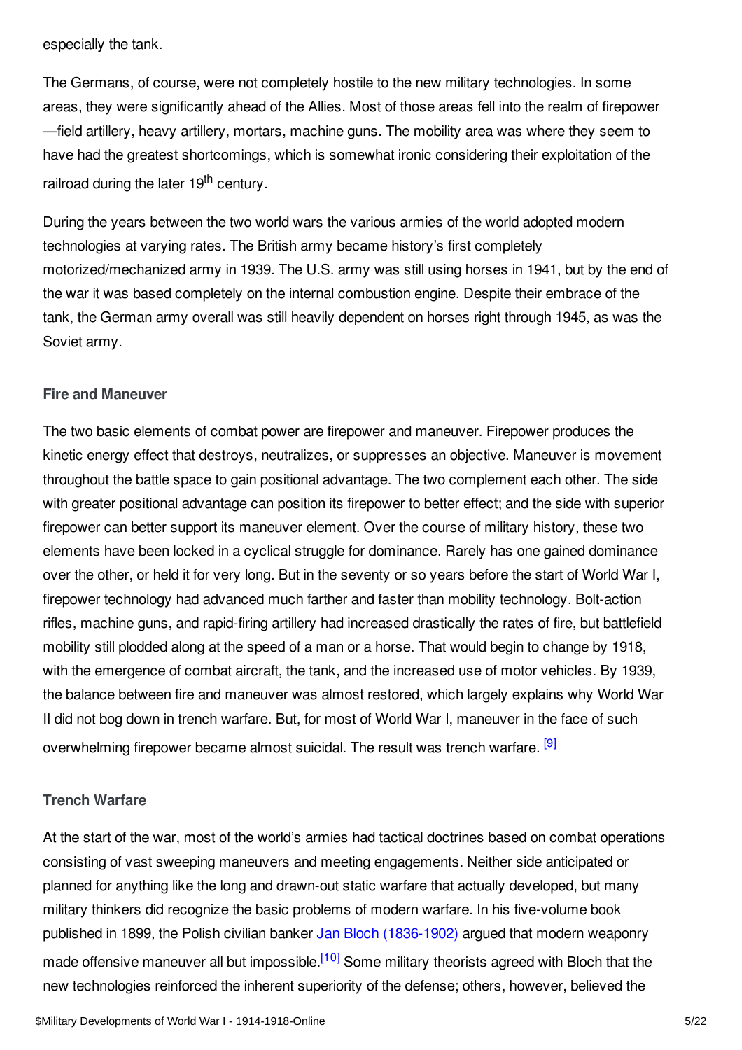especially the tank.

The Germans, of course, were not completely hostile to the new military technologies. In some areas, they were significantly ahead of the Allies. Most of those areas fell into the realm of firepower—field artillery, heavy artillery, mortars, machine guns. The mobility area was where they seem to have had the greatest shortcomings, which is somewhat ironic considering their exploitation of the railroad during the later 19th century.

During the years between the two world wars the various armies of the world adopted modern technologies at varying rates. The British army became history's first completely motorized/mechanized army in 1939. The U.S. army was still using horses in 1941, but by the end of the war it was based completely on the internal combustion engine. Despite their embrace of the tank, the German army overall was still heavily dependent on horses right through 1945, as was the Soviet army.

### Fire and Maneuver

The two basic elements of combat power are firepower and maneuver. Firepower produces the kinetic energy effect that destroys, neutralizes, or suppresses an objective. Maneuver is movement throughout the battle space to gain positional advantage. The two complement each other. The side with greater positional advantage can position its firepower to better effect; and the side with superior firepower can better support its maneuver element. Over the course of military history, these two elements have been locked in a cyclical struggle for dominance. Rarely has one gained dominance over the other, or held it for very long. But in the seventy or so years before the start of World War I, firepower technology had advanced much farther and faster than mobility technology. Bolt-action rifles, machine guns, and rapid-firing artillery had increased drastically the rates of fire, but battlefield mobility still plodded along at the speed of a man or a horse. That would begin to change by 1918, with the emergence of combat aircraft, the tank, and the increased use of motor vehicles. By 1939, the balance between fire and maneuver was almost restored, which largely explains why World War II did not bog down in trench warfare. But, for most of World War I, maneuver in the face of such overwhelming firepower became almost suicidal. The result was trench warfare. [9]

### Trench Warfare

At the start of the war, most of the world's armies had tactical doctrines based on combat operations consisting of vast sweeping maneuvers and meeting engagements. Neither side anticipated or planned for anything like the long and drawn-out static warfare that actually developed, but many military thinkers did recognize the basic problems of modern warfare. In his five-volume book published in 1899, the Polish civilian banker Jan Bloch (1836-1902) argued that modern weaponry made offensive maneuver all but impossible.[10] Some military theorists agreed with Bloch that the new technologies reinforced the inherent superiority of the defense; others, however, believed the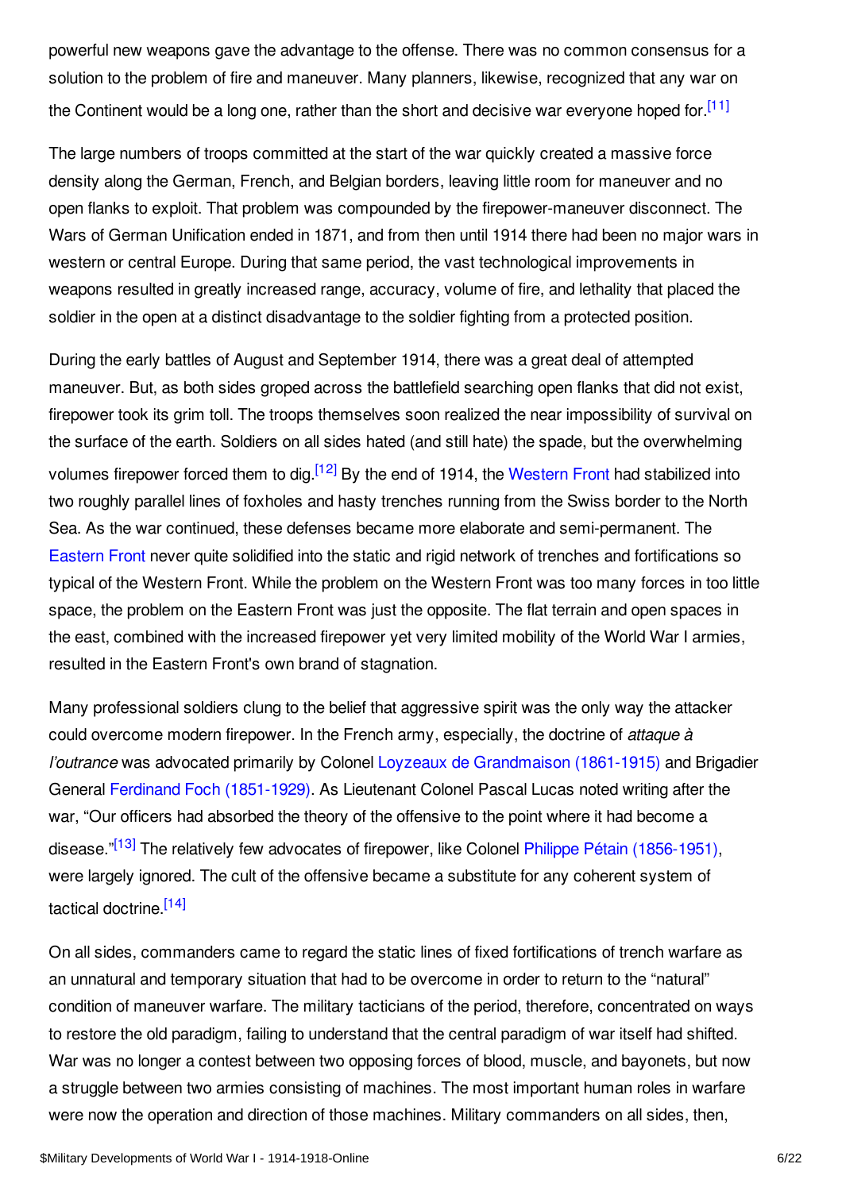powerful new weapons gave the advantage to the offense. There was no common consensus for a solution to the problem of fire and maneuver. Many planners, likewise, recognized that any war on the Continent would be a long one, rather than the short and decisive war everyone hoped for.[11]

The large numbers of troops committed at the start of the war quickly created a massive force density along the German, French, and Belgian borders, leaving little room for maneuver and no open flanks to exploit. That problem was compounded by the firepower-maneuver disconnect. The Wars of German Unification ended in 1871, and from then until 1914 there had been no major wars in western or central Europe. During that same period, the vast technological improvements in weapons resulted in greatly increased range, accuracy, volume of fire, and lethality that placed the soldier in the open at a distinct disadvantage to the soldier fighting from a protected position.

During the early battles of August and September 1914, there was a great deal of attempted maneuver. But, as both sides groped across the battlefield searching open flanks that did not exist, firepower took its grim toll. The troops themselves soon realized the near impossibility of survival on the surface of the earth. Soldiers on all sides hated (and still hate) the spade, but the overwhelming volumes firepower forced them to dig.[12] By the end of 1914, the Western Front had stabilized into two roughly parallel lines of foxholes and hasty trenches running from the Swiss border to the North Sea. As the war continued, these defenses became more elaborate and semi-permanent. The Eastern Front never quite solidified into the static and rigid network of trenches and fortifications so typical of the Western Front. While the problem on the Western Front was too many forces in too little space, the problem on the Eastern Front was just the opposite. The flat terrain and open spaces in the east, combined with the increased firepower yet very limited mobility of the World War I armies, resulted in the Eastern Front's own brand of stagnation.

Many professional soldiers clung to the belief that aggressive spirit was the only way the attacker could overcome modern firepower. In the French army, especially, the doctrine of *attaque à l'outrance* was advocated primarily by Colonel Loyzeaux de Grandmaison (1861-1915) and Brigadier General Ferdinand Foch (1851-1929). As Lieutenant Colonel Pascal Lucas noted writing after the war, "Our officers had absorbed the theory of the offensive to the point where it had become a disease."[13] The relatively few advocates of firepower, like Colonel Philippe Pétain (1856-1951), were largely ignored. The cult of the offensive became a substitute for any coherent system of tactical doctrine.[14]

On all sides, commanders came to regard the static lines of fixed fortifications of trench warfare as an unnatural and temporary situation that had to be overcome in order to return to the "natural" condition of maneuver warfare. The military tacticians of the period, therefore, concentrated on ways to restore the old paradigm, failing to understand that the central paradigm of war itself had shifted. War was no longer a contest between two opposing forces of blood, muscle, and bayonets, but now a struggle between two armies consisting of machines. The most important human roles in warfare were now the operation and direction of those machines. Military commanders on all sides, then,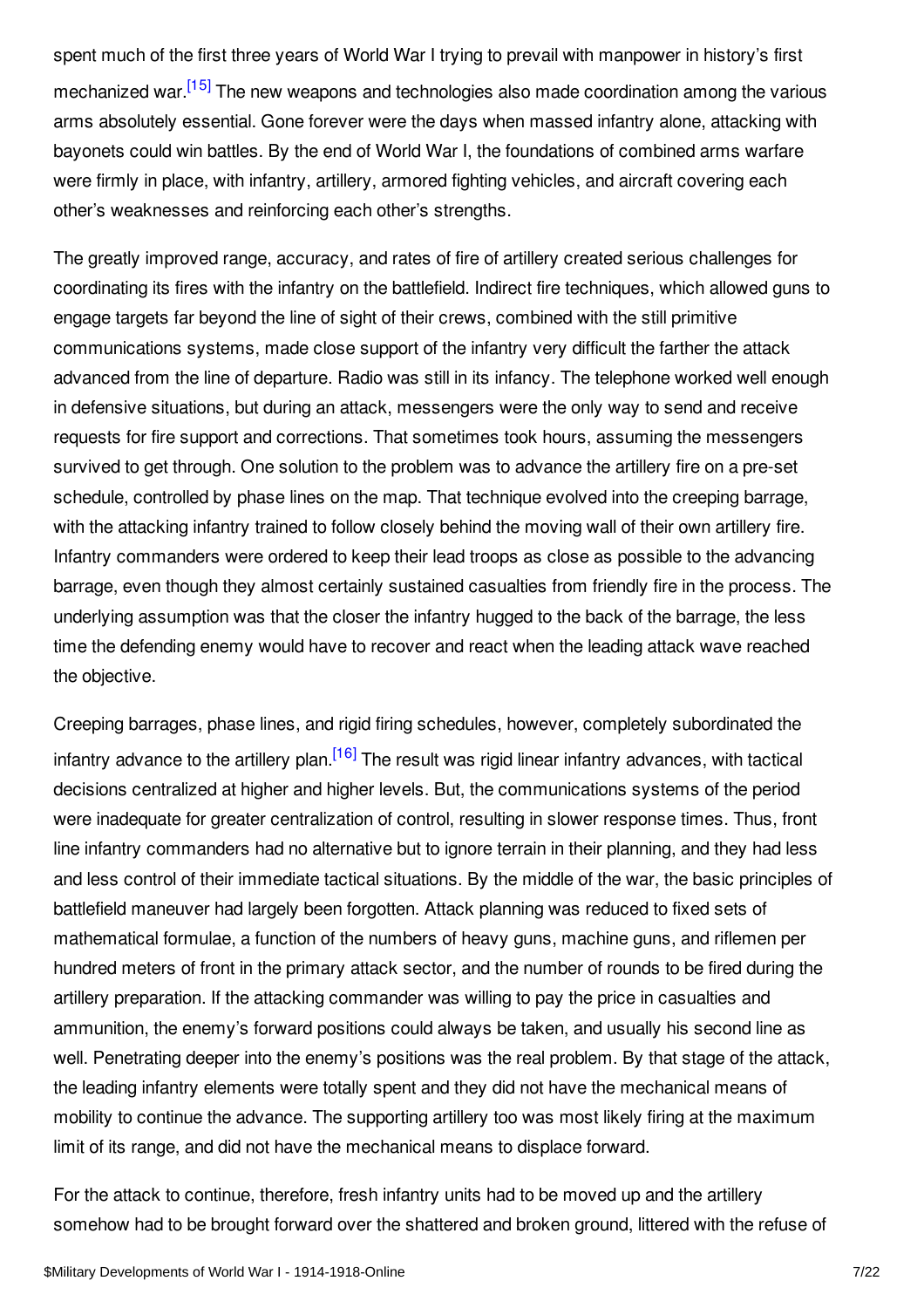spent much of the first three years of World War I trying to prevail with manpower in history's first mechanized war.[15] The new weapons and technologies also made coordination among the various arms absolutely essential. Gone forever were the days when massed infantry alone, attacking with bayonets could win battles. By the end of World War I, the foundations of combined arms warfare were firmly in place, with infantry, artillery, armored fighting vehicles, and aircraft covering each other's weaknesses and reinforcing each other's strengths.

The greatly improved range, accuracy, and rates of fire of artillery created serious challenges for coordinating its fires with the infantry on the battlefield. Indirect fire techniques, which allowed guns to engage targets far beyond the line of sight of their crews, combined with the still primitive communications systems, made close support of the infantry very difficult the farther the attack advanced from the line of departure. Radio was still in its infancy. The telephone worked well enough in defensive situations, but during an attack, messengers were the only way to send and receive requests for fire support and corrections. That sometimes took hours, assuming the messengers survived to get through. One solution to the problem was to advance the artillery fire on a pre-set schedule, controlled by phase lines on the map. That technique evolved into the creeping barrage, with the attacking infantry trained to follow closely behind the moving wall of their own artillery fire. Infantry commanders were ordered to keep their lead troops as close as possible to the advancing barrage, even though they almost certainly sustained casualties from friendly fire in the process. The underlying assumption was that the closer the infantry hugged to the back of the barrage, the less time the defending enemy would have to recover and react when the leading attack wave reached the objective.

Creeping barrages, phase lines, and rigid firing schedules, however, completely subordinated the infantry advance to the artillery plan.[16] The result was rigid linear infantry advances, with tactical decisions centralized at higher and higher levels. But, the communications systems of the period were inadequate for greater centralization of control, resulting in slower response times. Thus, front line infantry commanders had no alternative but to ignore terrain in their planning, and they had less and less control of their immediate tactical situations. By the middle of the war, the basic principles of battlefield maneuver had largely been forgotten. Attack planning was reduced to fixed sets of mathematical formulae, a function of the numbers of heavy guns, machine guns, and riflemen per hundred meters of front in the primary attack sector, and the number of rounds to be fired during the artillery preparation. If the attacking commander was willing to pay the price in casualties and ammunition, the enemy's forward positions could always be taken, and usually his second line as well. Penetrating deeper into the enemy's positions was the real problem. By that stage of the attack, the leading infantry elements were totally spent and they did not have the mechanical means of mobility to continue the advance. The supporting artillery too was most likely firing at the maximum limit of its range, and did not have the mechanical means to displace forward.

For the attack to continue, therefore, fresh infantry units had to be moved up and the artillery somehow had to be brought forward over the shattered and broken ground, littered with the refuse of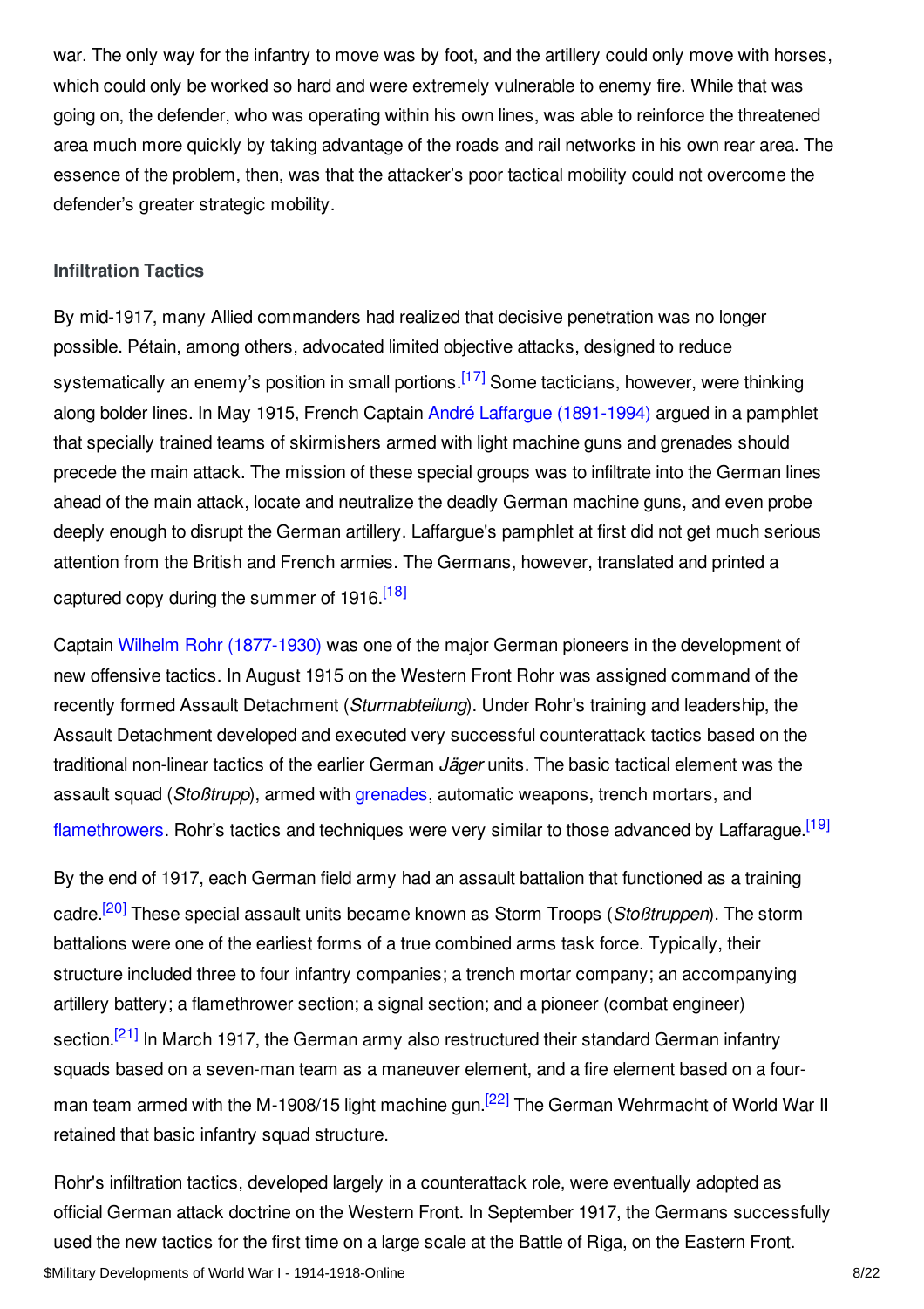war. The only way for the infantry to move was by foot, and the artillery could only move with horses, which could only be worked so hard and were extremely vulnerable to enemy fire. While that was going on, the defender, who was operating within his own lines, was able to reinforce the threatened area much more quickly by taking advantage of the roads and rail networks in his own rear area. The essence of the problem, then, was that the attacker's poor tactical mobility could not overcome the defender's greater strategic mobility.

### Infiltration Tactics

By mid-1917, many Allied commanders had realized that decisive penetration was no longer possible. Pétain, among others, advocated limited objective attacks, designed to reduce systematically an enemy's position in small portions.[17] Some tacticians, however, were thinking along bolder lines. In May 1915, French Captain André Laffargue (1891-1994) argued in a pamphlet that specially trained teams of skirmishers armed with light machine guns and grenades should precede the main attack. The mission of these special groups was to infiltrate into the German lines ahead of the main attack, locate and neutralize the deadly German machine guns, and even probe deeply enough to disrupt the German artillery. Laffargue's pamphlet at first did not get much serious attention from the British and French armies. The Germans, however, translated and printed a captured copy during the summer of 1916.[18]

Captain Wilhelm Rohr (1877-1930) was one of the major German pioneers in the development of new offensive tactics. In August 1915 on the Western Front Rohr was assigned command of the recently formed Assault Detachment (*Sturmabteilung*). Under Rohr's training and leadership, the Assault Detachment developed and executed very successful counterattack tactics based on the traditional non-linear tactics of the earlier German *Jäger* units. The basic tactical element was the assault squad (*Stoßtrupp*), armed with grenades, automatic weapons, trench mortars, and flamethrowers. Rohr's tactics and techniques were very similar to those advanced by Laffarague.[19]

By the end of 1917, each German field army had an assault battalion that functioned as a training cadre.[20] These special assault units became known as Storm Troops (*Stoßtruppen*). The storm battalions were one of the earliest forms of a true combined arms task force. Typically, their structure included three to four infantry companies; a trench mortar company; an accompanying artillery battery; a flamethrower section; a signal section; and a pioneer (combat engineer) section.[21] In March 1917, the German army also restructured their standard German infantry squads based on a seven-man team as a maneuver element, and a fire element based on a four-man team armed with the M-1908/15 light machine gun.[22] The German Wehrmacht of World War II retained that basic infantry squad structure.

Rohr's infiltration tactics, developed largely in a counterattack role, were eventually adopted as official German attack doctrine on the Western Front. In September 1917, the Germans successfully used the new tactics for the first time on a large scale at the Battle of Riga, on the Eastern Front.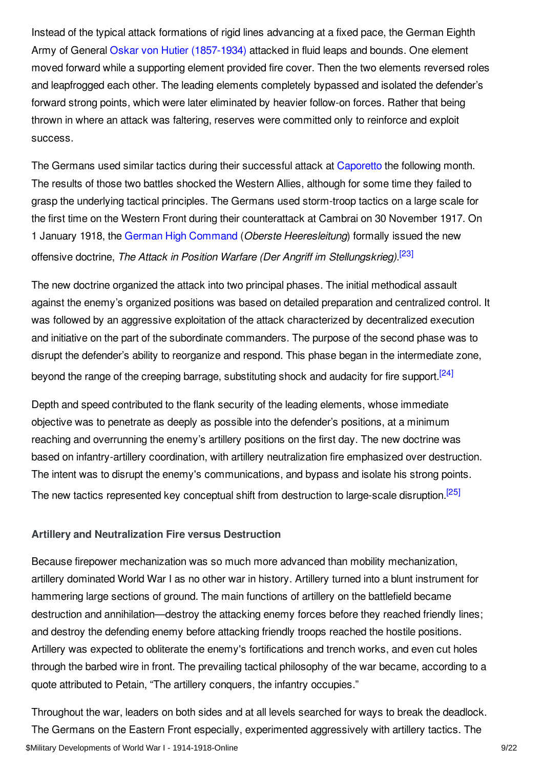Instead of the typical attack formations of rigid lines advancing at a fixed pace, the German Eighth Army of General Oskar von Hutier (1857-1934) attacked in fluid leaps and bounds. One element moved forward while a supporting element provided fire cover. Then the two elements reversed roles and leapfrogged each other. The leading elements completely bypassed and isolated the defender's forward strong points, which were later eliminated by heavier follow-on forces. Rather that being thrown in where an attack was faltering, reserves were committed only to reinforce and exploit success.

The Germans used similar tactics during their successful attack at Caporetto the following month. The results of those two battles shocked the Western Allies, although for some time they failed to grasp the underlying tactical principles. The Germans used storm-troop tactics on a large scale for the first time on the Western Front during their counterattack at Cambrai on 30 November 1917. On 1 January 1918, the German High Command (*Oberste Heeresleitung*) formally issued the new offensive doctrine, *The Attack in Position Warfare (Der Angriff im Stellungskrieg)*.[23]

The new doctrine organized the attack into two principal phases. The initial methodical assault against the enemy's organized positions was based on detailed preparation and centralized control. It was followed by an aggressive exploitation of the attack characterized by decentralized execution and initiative on the part of the subordinate commanders. The purpose of the second phase was to disrupt the defender's ability to reorganize and respond. This phase began in the intermediate zone, beyond the range of the creeping barrage, substituting shock and audacity for fire support.[24]

Depth and speed contributed to the flank security of the leading elements, whose immediate objective was to penetrate as deeply as possible into the defender's positions, at a minimum reaching and overrunning the enemy's artillery positions on the first day. The new doctrine was based on infantry-artillery coordination, with artillery neutralization fire emphasized over destruction. The intent was to disrupt the enemy's communications, and bypass and isolate his strong points. The new tactics represented key conceptual shift from destruction to large-scale disruption.[25]

### Artillery and Neutralization Fire versus Destruction

Because firepower mechanization was so much more advanced than mobility mechanization, artillery dominated World War I as no other war in history. Artillery turned into a blunt instrument for hammering large sections of ground. The main functions of artillery on the battlefield became destruction and annihilation—destroy the attacking enemy forces before they reached friendly lines; and destroy the defending enemy before attacking friendly troops reached the hostile positions. Artillery was expected to obliterate the enemy's fortifications and trench works, and even cut holes through the barbed wire in front. The prevailing tactical philosophy of the war became, according to a quote attributed to Petain, "The artillery conquers, the infantry occupies."

Throughout the war, leaders on both sides and at all levels searched for ways to break the deadlock. The Germans on the Eastern Front especially, experimented aggressively with artillery tactics. The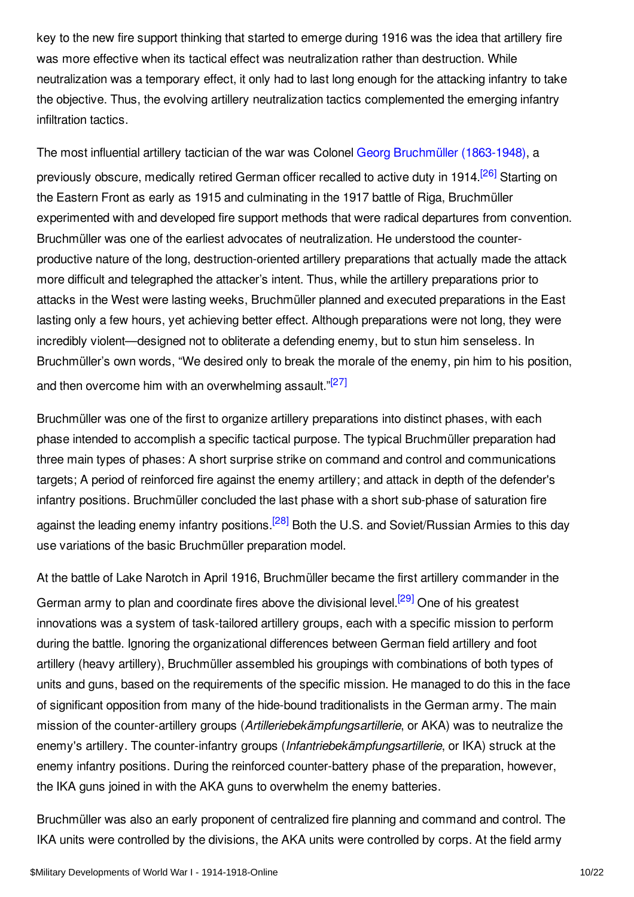key to the new fire support thinking that started to emerge during 1916 was the idea that artillery fire was more effective when its tactical effect was neutralization rather than destruction. While neutralization was a temporary effect, it only had to last long enough for the attacking infantry to take the objective. Thus, the evolving artillery neutralization tactics complemented the emerging infantry infiltration tactics.

The most influential artillery tactician of the war was Colonel Georg Bruchmüller (1863-1948), a previously obscure, medically retired German officer recalled to active duty in 1914.[26] Starting on the Eastern Front as early as 1915 and culminating in the 1917 battle of Riga, Bruchmüller experimented with and developed fire support methods that were radical departures from convention. Bruchmüller was one of the earliest advocates of neutralization. He understood the counter-productive nature of the long, destruction-oriented artillery preparations that actually made the attack more difficult and telegraphed the attacker's intent. Thus, while the artillery preparations prior to attacks in the West were lasting weeks, Bruchmüller planned and executed preparations in the East lasting only a few hours, yet achieving better effect. Although preparations were not long, they were incredibly violent—designed not to obliterate a defending enemy, but to stun him senseless. In Bruchmüller's own words, "We desired only to break the morale of the enemy, pin him to his position, and then overcome him with an overwhelming assault."[27]

Bruchmüller was one of the first to organize artillery preparations into distinct phases, with each phase intended to accomplish a specific tactical purpose. The typical Bruchmüller preparation had three main types of phases: A short surprise strike on command and control and communications targets; A period of reinforced fire against the enemy artillery; and attack in depth of the defender's infantry positions. Bruchmüller concluded the last phase with a short sub-phase of saturation fire against the leading enemy infantry positions.[28] Both the U.S. and Soviet/Russian Armies to this day use variations of the basic Bruchmüller preparation model.

At the battle of Lake Narotch in April 1916, Bruchmüller became the first artillery commander in the German army to plan and coordinate fires above the divisional level.[29] One of his greatest innovations was a system of task-tailored artillery groups, each with a specific mission to perform during the battle. Ignoring the organizational differences between German field artillery and foot artillery (heavy artillery), Bruchmüller assembled his groupings with combinations of both types of units and guns, based on the requirements of the specific mission. He managed to do this in the face of significant opposition from many of the hide-bound traditionalists in the German army. The main mission of the counter-artillery groups (*Artilleriebekämpfungsartillerie*, or AKA) was to neutralize the enemy's artillery. The counter-infantry groups (*Infantriebekämpfungsartillerie*, or IKA) struck at the enemy infantry positions. During the reinforced counter-battery phase of the preparation, however, the IKA guns joined in with the AKA guns to overwhelm the enemy batteries.

Bruchmüller was also an early proponent of centralized fire planning and command and control. The IKA units were controlled by the divisions, the AKA units were controlled by corps. At the field army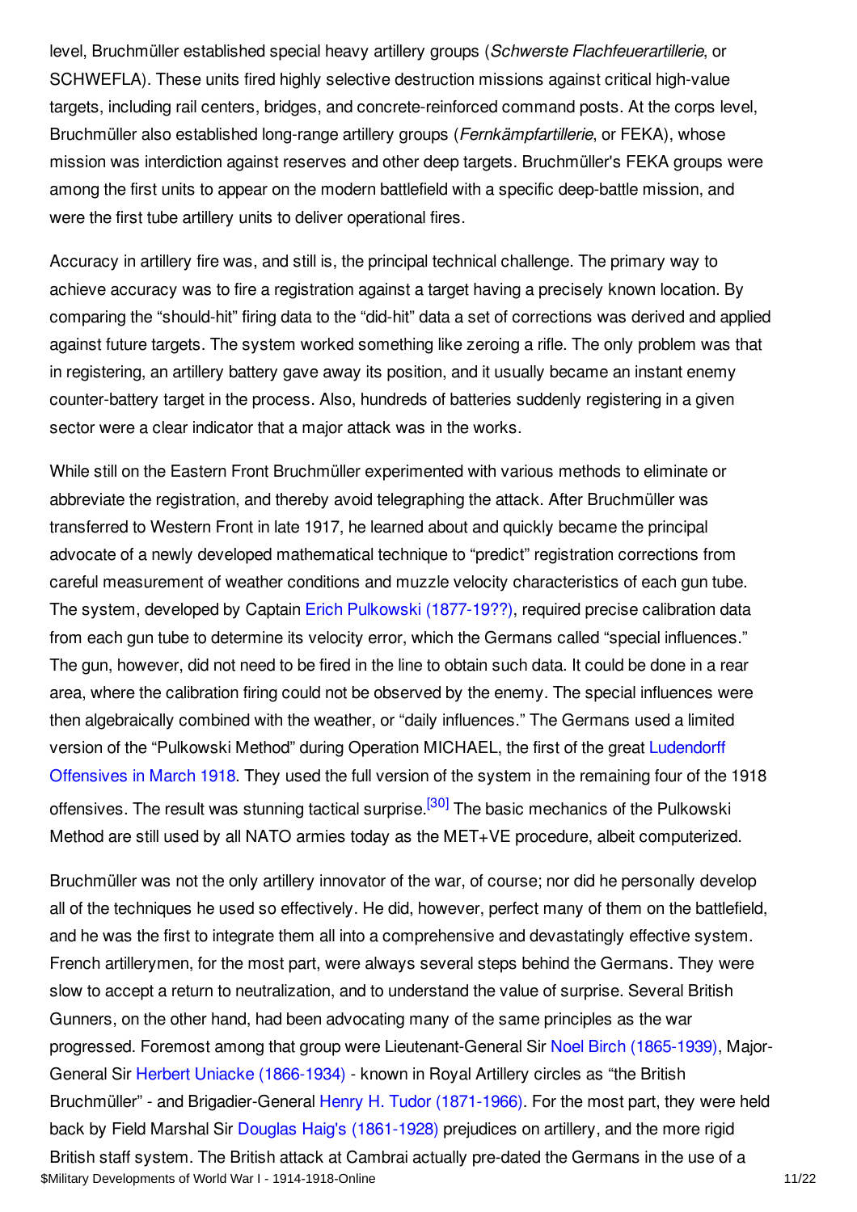level, Bruchmüller established special heavy artillery groups (*Schwerste Flachfeuerartillerie*, or SCHWEFLA). These units fired highly selective destruction missions against critical high-value targets, including rail centers, bridges, and concrete-reinforced command posts. At the corps level, Bruchmüller also established long-range artillery groups (*Fernkämpfartillerie*, or FEKA), whose mission was interdiction against reserves and other deep targets. Bruchmüller's FEKA groups were among the first units to appear on the modern battlefield with a specific deep-battle mission, and were the first tube artillery units to deliver operational fires.

Accuracy in artillery fire was, and still is, the principal technical challenge. The primary way to achieve accuracy was to fire a registration against a target having a precisely known location. By comparing the "should-hit" firing data to the "did-hit" data a set of corrections was derived and applied against future targets. The system worked something like zeroing a rifle. The only problem was that in registering, an artillery battery gave away its position, and it usually became an instant enemy counter-battery target in the process. Also, hundreds of batteries suddenly registering in a given sector were a clear indicator that a major attack was in the works.

While still on the Eastern Front Bruchmüller experimented with various methods to eliminate or abbreviate the registration, and thereby avoid telegraphing the attack. After Bruchmüller was transferred to Western Front in late 1917, he learned about and quickly became the principal advocate of a newly developed mathematical technique to "predict" registration corrections from careful measurement of weather conditions and muzzle velocity characteristics of each gun tube. The system, developed by Captain Erich Pulkowski (1877-19??), required precise calibration data from each gun tube to determine its velocity error, which the Germans called "special influences." The gun, however, did not need to be fired in the line to obtain such data. It could be done in a rear area, where the calibration firing could not be observed by the enemy. The special influences were then algebraically combined with the weather, or "daily influences." The Germans used a limited version of the "Pulkowski Method" during Operation MICHAEL, the first of the great Ludendorff Offensives in March 1918. They used the full version of the system in the remaining four of the 1918 offensives. The result was stunning tactical surprise.[30] The basic mechanics of the Pulkowski Method are still used by all NATO armies today as the MET+VE procedure, albeit computerized.

Bruchmüller was not the only artillery innovator of the war, of course; nor did he personally develop all of the techniques he used so effectively. He did, however, perfect many of them on the battlefield, and he was the first to integrate them all into a comprehensive and devastatingly effective system. French artillerymen, for the most part, were always several steps behind the Germans. They were slow to accept a return to neutralization, and to understand the value of surprise. Several British Gunners, on the other hand, had been advocating many of the same principles as the war progressed. Foremost among that group were Lieutenant-General Sir Noel Birch (1865-1939), Major-General Sir Herbert Uniacke (1866-1934) - known in Royal Artillery circles as "the British Bruchmüller" - and Brigadier-General Henry H. Tudor (1871-1966). For the most part, they were held back by Field Marshal Sir Douglas Haig's (1861-1928) prejudices on artillery, and the more rigid British staff system. The British attack at Cambrai actually pre-dated the Germans in the use of a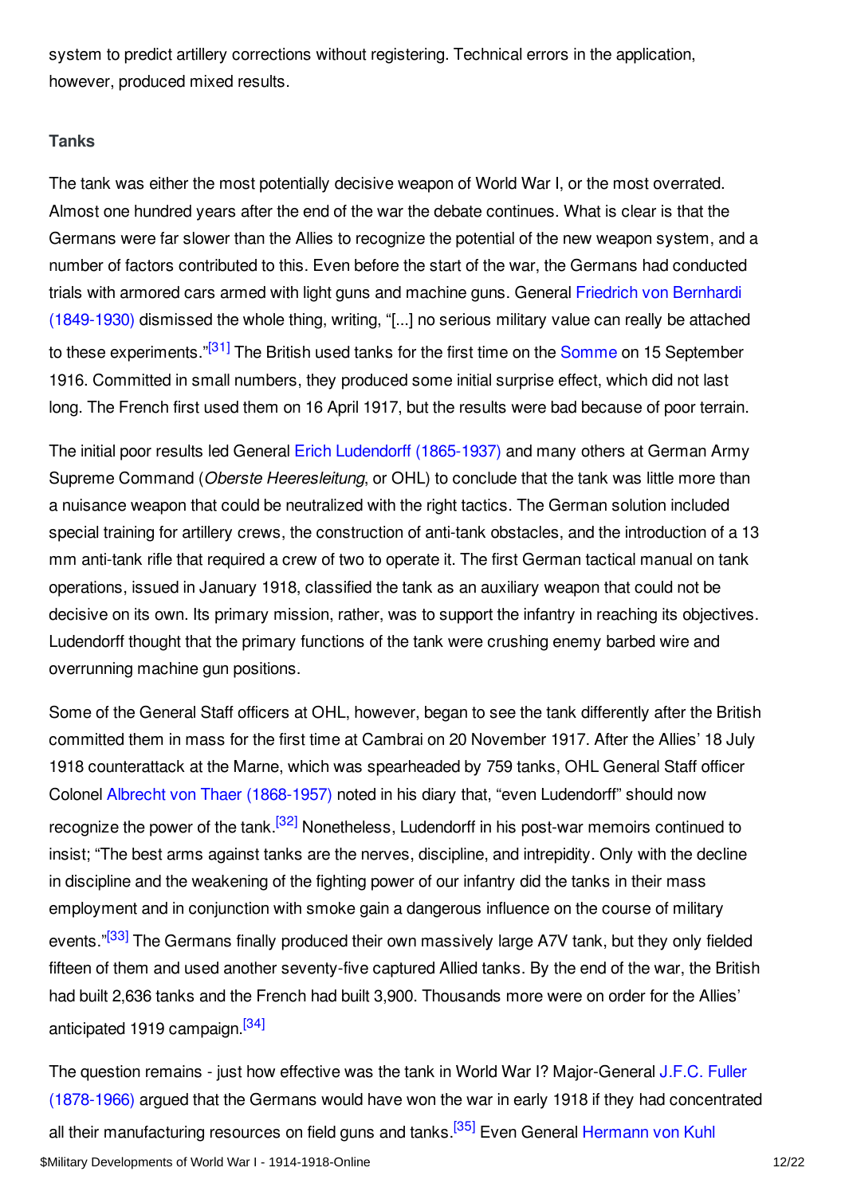system to predict artillery corrections without registering. Technical errors in the application, however, produced mixed results.

### Tanks

The tank was either the most potentially decisive weapon of World War I, or the most overrated. Almost one hundred years after the end of the war the debate continues. What is clear is that the Germans were far slower than the Allies to recognize the potential of the new weapon system, and a number of factors contributed to this. Even before the start of the war, the Germans had conducted trials with armored cars armed with light guns and machine guns. General Friedrich von Bernhardi (1849-1930) dismissed the whole thing, writing, "[...] no serious military value can really be attached to these experiments."[31] The British used tanks for the first time on the Somme on 15 September 1916. Committed in small numbers, they produced some initial surprise effect, which did not last long. The French first used them on 16 April 1917, but the results were bad because of poor terrain.

The initial poor results led General Erich Ludendorff (1865-1937) and many others at German Army Supreme Command (*Oberste Heeresleitung*, or OHL) to conclude that the tank was little more than a nuisance weapon that could be neutralized with the right tactics. The German solution included special training for artillery crews, the construction of anti-tank obstacles, and the introduction of a 13 mm anti-tank rifle that required a crew of two to operate it. The first German tactical manual on tank operations, issued in January 1918, classified the tank as an auxiliary weapon that could not be decisive on its own. Its primary mission, rather, was to support the infantry in reaching its objectives. Ludendorff thought that the primary functions of the tank were crushing enemy barbed wire and overrunning machine gun positions.

Some of the General Staff officers at OHL, however, began to see the tank differently after the British committed them in mass for the first time at Cambrai on 20 November 1917. After the Allies' 18 July 1918 counterattack at the Marne, which was spearheaded by 759 tanks, OHL General Staff officer Colonel Albrecht von Thaer (1868-1957) noted in his diary that, "even Ludendorff" should now recognize the power of the tank.[32] Nonetheless, Ludendorff in his post-war memoirs continued to insist; "The best arms against tanks are the nerves, discipline, and intrepidity. Only with the decline in discipline and the weakening of the fighting power of our infantry did the tanks in their mass employment and in conjunction with smoke gain a dangerous influence on the course of military events."[33] The Germans finally produced their own massively large A7V tank, but they only fielded fifteen of them and used another seventy-five captured Allied tanks. By the end of the war, the British had built 2,636 tanks and the French had built 3,900. Thousands more were on order for the Allies' anticipated 1919 campaign.[34]

The question remains - just how effective was the tank in World War I? Major-General J.F.C. Fuller (1878-1966) argued that the Germans would have won the war in early 1918 if they had concentrated all their manufacturing resources on field guns and tanks.[35] Even General Hermann von Kuhl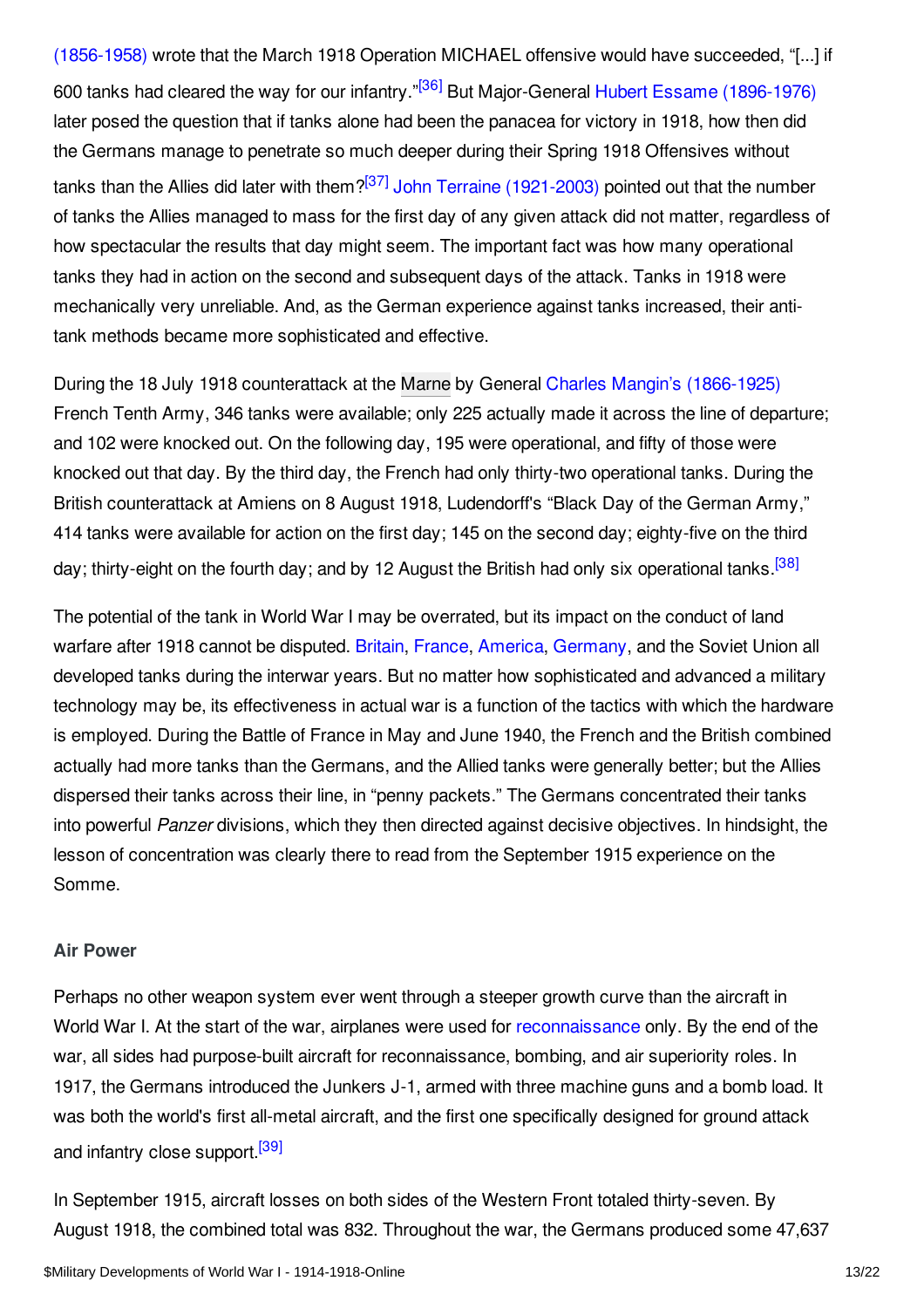(1856-1958) wrote that the March 1918 Operation MICHAEL offensive would have succeeded, "[...] if 600 tanks had cleared the way for our infantry."[36] But Major-General Hubert Essame (1896-1976) later posed the question that if tanks alone had been the panacea for victory in 1918, how then did the Germans manage to penetrate so much deeper during their Spring 1918 Offensives without tanks than the Allies did later with them?[37] John Terraine (1921-2003) pointed out that the number of tanks the Allies managed to mass for the first day of any given attack did not matter, regardless of how spectacular the results that day might seem. The important fact was how many operational tanks they had in action on the second and subsequent days of the attack. Tanks in 1918 were mechanically very unreliable. And, as the German experience against tanks increased, their anti-tank methods became more sophisticated and effective.

During the 18 July 1918 counterattack at the Marne by General Charles Mangin's (1866-1925) French Tenth Army, 346 tanks were available; only 225 actually made it across the line of departure; and 102 were knocked out. On the following day, 195 were operational, and fifty of those were knocked out that day. By the third day, the French had only thirty-two operational tanks. During the British counterattack at Amiens on 8 August 1918, Ludendorff's "Black Day of the German Army," 414 tanks were available for action on the first day; 145 on the second day; eighty-five on the third day; thirty-eight on the fourth day; and by 12 August the British had only six operational tanks.[38]

The potential of the tank in World War I may be overrated, but its impact on the conduct of land warfare after 1918 cannot be disputed. Britain, France, America, Germany, and the Soviet Union all developed tanks during the interwar years. But no matter how sophisticated and advanced a military technology may be, its effectiveness in actual war is a function of the tactics with which the hardware is employed. During the Battle of France in May and June 1940, the French and the British combined actually had more tanks than the Germans, and the Allied tanks were generally better; but the Allies dispersed their tanks across their line, in "penny packets." The Germans concentrated their tanks into powerful *Panzer* divisions, which they then directed against decisive objectives. In hindsight, the lesson of concentration was clearly there to read from the September 1915 experience on the Somme.

### Air Power

Perhaps no other weapon system ever went through a steeper growth curve than the aircraft in World War I. At the start of the war, airplanes were used for reconnaissance only. By the end of the war, all sides had purpose-built aircraft for reconnaissance, bombing, and air superiority roles. In 1917, the Germans introduced the Junkers J-1, armed with three machine guns and a bomb load. It was both the world's first all-metal aircraft, and the first one specifically designed for ground attack and infantry close support.[39]

In September 1915, aircraft losses on both sides of the Western Front totaled thirty-seven. By August 1918, the combined total was 832. Throughout the war, the Germans produced some 47,637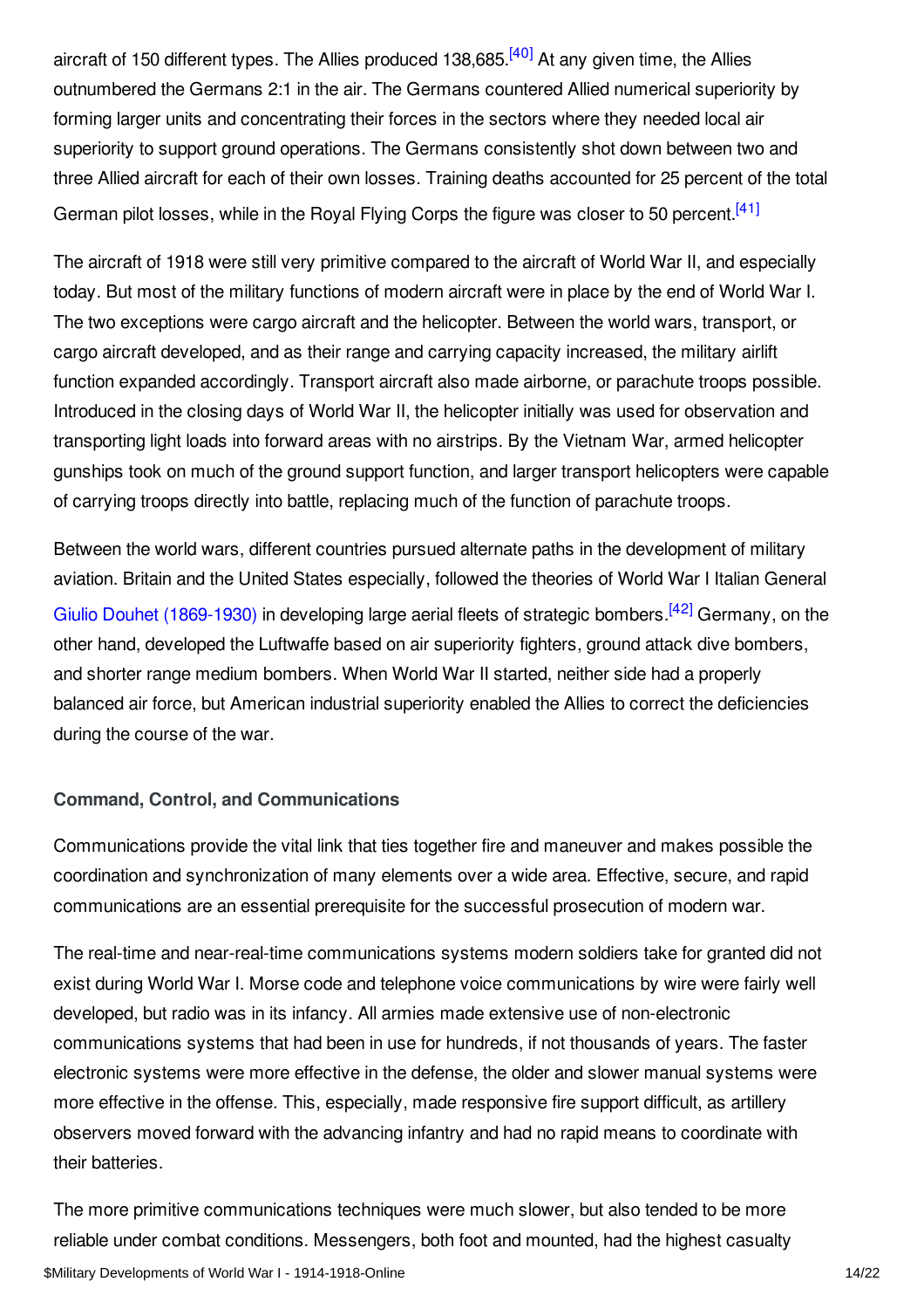aircraft of 150 different types. The Allies produced 138,685.[40] At any given time, the Allies outnumbered the Germans 2:1 in the air. The Germans countered Allied numerical superiority by forming larger units and concentrating their forces in the sectors where they needed local air superiority to support ground operations. The Germans consistently shot down between two and three Allied aircraft for each of their own losses. Training deaths accounted for 25 percent of the total German pilot losses, while in the Royal Flying Corps the figure was closer to 50 percent.[41]

The aircraft of 1918 were still very primitive compared to the aircraft of World War II, and especially today. But most of the military functions of modern aircraft were in place by the end of World War I. The two exceptions were cargo aircraft and the helicopter. Between the world wars, transport, or cargo aircraft developed, and as their range and carrying capacity increased, the military airlift function expanded accordingly. Transport aircraft also made airborne, or parachute troops possible. Introduced in the closing days of World War II, the helicopter initially was used for observation and transporting light loads into forward areas with no airstrips. By the Vietnam War, armed helicopter gunships took on much of the ground support function, and larger transport helicopters were capable of carrying troops directly into battle, replacing much of the function of parachute troops.

Between the world wars, different countries pursued alternate paths in the development of military aviation. Britain and the United States especially, followed the theories of World War I Italian General Giulio Douhet (1869-1930) in developing large aerial fleets of strategic bombers.[42] Germany, on the other hand, developed the Luftwaffe based on air superiority fighters, ground attack dive bombers, and shorter range medium bombers. When World War II started, neither side had a properly balanced air force, but American industrial superiority enabled the Allies to correct the deficiencies during the course of the war.

### Command, Control, and Communications

Communications provide the vital link that ties together fire and maneuver and makes possible the coordination and synchronization of many elements over a wide area. Effective, secure, and rapid communications are an essential prerequisite for the successful prosecution of modern war.

The real-time and near-real-time communications systems modern soldiers take for granted did not exist during World War I. Morse code and telephone voice communications by wire were fairly well developed, but radio was in its infancy. All armies made extensive use of non-electronic communications systems that had been in use for hundreds, if not thousands of years. The faster electronic systems were more effective in the defense, the older and slower manual systems were more effective in the offense. This, especially, made responsive fire support difficult, as artillery observers moved forward with the advancing infantry and had no rapid means to coordinate with their batteries.

The more primitive communications techniques were much slower, but also tended to be more reliable under combat conditions. Messengers, both foot and mounted, had the highest casualty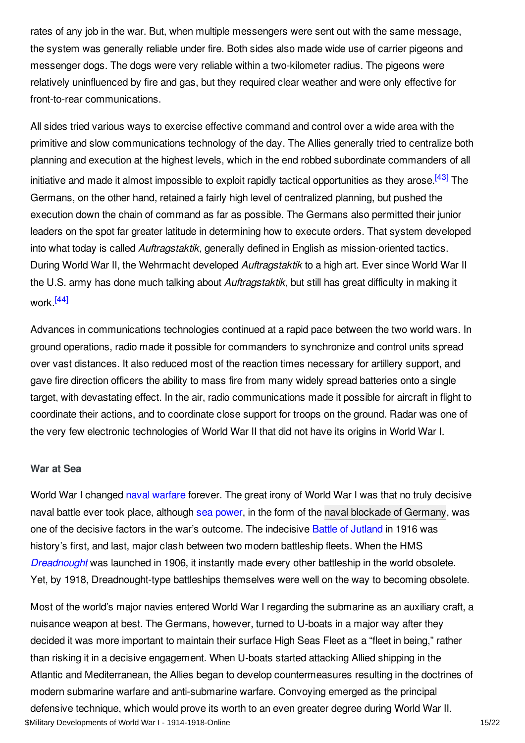rates of any job in the war. But, when multiple messengers were sent out with the same message, the system was generally reliable under fire. Both sides also made wide use of carrier pigeons and messenger dogs. The dogs were very reliable within a two-kilometer radius. The pigeons were relatively uninfluenced by fire and gas, but they required clear weather and were only effective for front-to-rear communications.

All sides tried various ways to exercise effective command and control over a wide area with the primitive and slow communications technology of the day. The Allies generally tried to centralize both planning and execution at the highest levels, which in the end robbed subordinate commanders of all initiative and made it almost impossible to exploit rapidly tactical opportunities as they arose.[43] The Germans, on the other hand, retained a fairly high level of centralized planning, but pushed the execution down the chain of command as far as possible. The Germans also permitted their junior leaders on the spot far greater latitude in determining how to execute orders. That system developed into what today is called *Auftragstaktik*, generally defined in English as mission-oriented tactics. During World War II, the Wehrmacht developed *Auftragstaktik* to a high art. Ever since World War II the U.S. army has done much talking about *Auftragstaktik*, but still has great difficulty in making it work.[44]

Advances in communications technologies continued at a rapid pace between the two world wars. In ground operations, radio made it possible for commanders to synchronize and control units spread over vast distances. It also reduced most of the reaction times necessary for artillery support, and gave fire direction officers the ability to mass fire from many widely spread batteries onto a single target, with devastating effect. In the air, radio communications made it possible for aircraft in flight to coordinate their actions, and to coordinate close support for troops on the ground. Radar was one of the very few electronic technologies of World War II that did not have its origins in World War I.

### War at Sea

World War I changed naval warfare forever. The great irony of World War I was that no truly decisive naval battle ever took place, although sea power, in the form of the naval blockade of Germany, was one of the decisive factors in the war's outcome. The indecisive Battle of Jutland in 1916 was history's first, and last, major clash between two modern battleship fleets. When the HMS *Dreadnought* was launched in 1906, it instantly made every other battleship in the world obsolete. Yet, by 1918, Dreadnought-type battleships themselves were well on the way to becoming obsolete.

Most of the world's major navies entered World War I regarding the submarine as an auxiliary craft, a nuisance weapon at best. The Germans, however, turned to U-boats in a major way after they decided it was more important to maintain their surface High Seas Fleet as a "fleet in being," rather than risking it in a decisive engagement. When U-boats started attacking Allied shipping in the Atlantic and Mediterranean, the Allies began to develop countermeasures resulting in the doctrines of modern submarine warfare and anti-submarine warfare. Convoying emerged as the principal defensive technique, which would prove its worth to an even greater degree during World War II.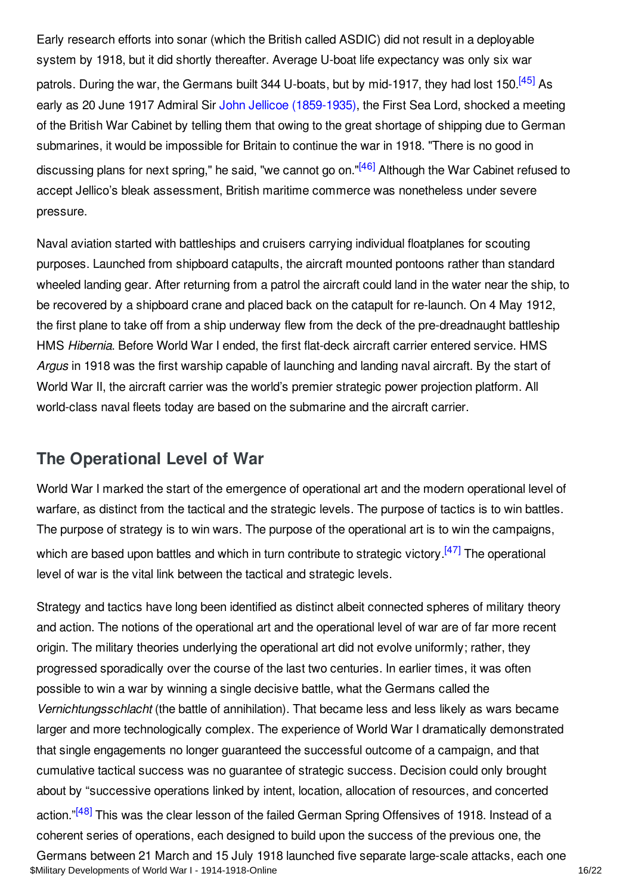Early research efforts into sonar (which the British called ASDIC) did not result in a deployable system by 1918, but it did shortly thereafter. Average U-boat life expectancy was only six war patrols. During the war, the Germans built 344 U-boats, but by mid-1917, they had lost 150.[45] As early as 20 June 1917 Admiral Sir John Jellicoe (1859-1935), the First Sea Lord, shocked a meeting of the British War Cabinet by telling them that owing to the great shortage of shipping due to German submarines, it would be impossible for Britain to continue the war in 1918. "There is no good in discussing plans for next spring," he said, "we cannot go on."[46] Although the War Cabinet refused to accept Jellico's bleak assessment, British maritime commerce was nonetheless under severe pressure.

Naval aviation started with battleships and cruisers carrying individual floatplanes for scouting purposes. Launched from shipboard catapults, the aircraft mounted pontoons rather than standard wheeled landing gear. After returning from a patrol the aircraft could land in the water near the ship, to be recovered by a shipboard crane and placed back on the catapult for re-launch. On 4 May 1912, the first plane to take off from a ship underway flew from the deck of the pre-dreadnaught battleship HMS *Hibernia*. Before World War I ended, the first flat-deck aircraft carrier entered service. HMS *Argus* in 1918 was the first warship capable of launching and landing naval aircraft. By the start of World War II, the aircraft carrier was the world's premier strategic power projection platform. All world-class naval fleets today are based on the submarine and the aircraft carrier.

## The Operational Level of War

World War I marked the start of the emergence of operational art and the modern operational level of warfare, as distinct from the tactical and the strategic levels. The purpose of tactics is to win battles. The purpose of strategy is to win wars. The purpose of the operational art is to win the campaigns, which are based upon battles and which in turn contribute to strategic victory.[47] The operational level of war is the vital link between the tactical and strategic levels.

Strategy and tactics have long been identified as distinct albeit connected spheres of military theory and action. The notions of the operational art and the operational level of war are of far more recent origin. The military theories underlying the operational art did not evolve uniformly; rather, they progressed sporadically over the course of the last two centuries. In earlier times, it was often possible to win a war by winning a single decisive battle, what the Germans called the *Vernichtungsschlacht* (the battle of annihilation). That became less and less likely as wars became larger and more technologically complex. The experience of World War I dramatically demonstrated that single engagements no longer guaranteed the successful outcome of a campaign, and that cumulative tactical success was no guarantee of strategic success. Decision could only brought about by "successive operations linked by intent, location, allocation of resources, and concerted action."[48] This was the clear lesson of the failed German Spring Offensives of 1918. Instead of a coherent series of operations, each designed to build upon the success of the previous one, the Germans between 21 March and 15 July 1918 launched five separate large-scale attacks, each one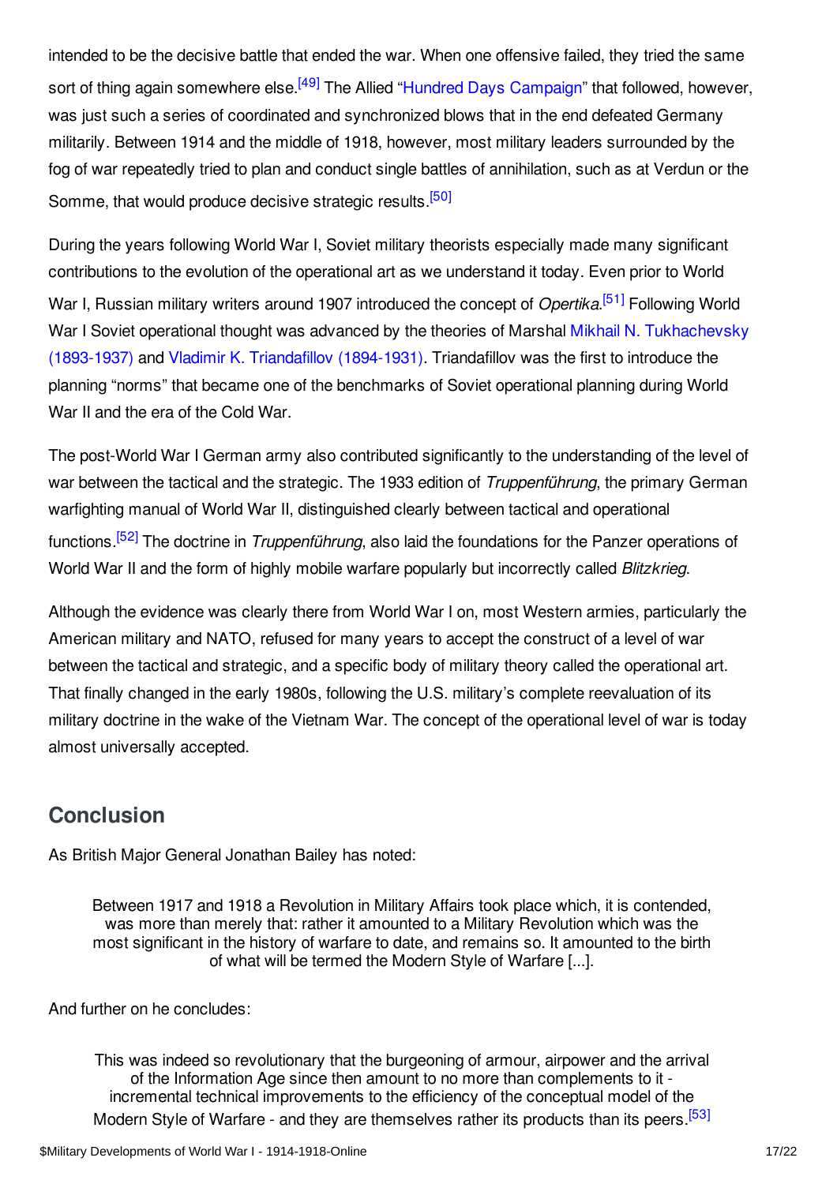intended to be the decisive battle that ended the war. When one offensive failed, they tried the same sort of thing again somewhere else.[49] The Allied "Hundred Days Campaign" that followed, however, was just such a series of coordinated and synchronized blows that in the end defeated Germany militarily. Between 1914 and the middle of 1918, however, most military leaders surrounded by the fog of war repeatedly tried to plan and conduct single battles of annihilation, such as at Verdun or the Somme, that would produce decisive strategic results.[50]

During the years following World War I, Soviet military theorists especially made many significant contributions to the evolution of the operational art as we understand it today. Even prior to World War I, Russian military writers around 1907 introduced the concept of *Opertika*.[51] Following World War I Soviet operational thought was advanced by the theories of Marshal Mikhail N. Tukhachevsky (1893-1937) and Vladimir K. Triandafillov (1894-1931). Triandafillov was the first to introduce the planning "norms" that became one of the benchmarks of Soviet operational planning during World War II and the era of the Cold War.

The post-World War I German army also contributed significantly to the understanding of the level of war between the tactical and the strategic. The 1933 edition of *Truppenführung*, the primary German warfighting manual of World War II, distinguished clearly between tactical and operational functions.[52] The doctrine in *Truppenführung*, also laid the foundations for the Panzer operations of World War II and the form of highly mobile warfare popularly but incorrectly called *Blitzkrieg*.

Although the evidence was clearly there from World War I on, most Western armies, particularly the American military and NATO, refused for many years to accept the construct of a level of war between the tactical and strategic, and a specific body of military theory called the operational art. That finally changed in the early 1980s, following the U.S. military's complete reevaluation of its military doctrine in the wake of the Vietnam War. The concept of the operational level of war is today almost universally accepted.

## Conclusion

As British Major General Jonathan Bailey has noted:

> Between 1917 and 1918 a Revolution in Military Affairs took place which, it is contended, was more than merely that: rather it amounted to a Military Revolution which was the most significant in the history of warfare to date, and remains so. It amounted to the birth of what will be termed the Modern Style of Warfare [...].

And further on he concludes:

> This was indeed so revolutionary that the burgeoning of armour, airpower and the arrival of the Information Age since then amount to no more than complements to it - incremental technical improvements to the efficiency of the conceptual model of the Modern Style of Warfare - and they are themselves rather its products than its peers.[53]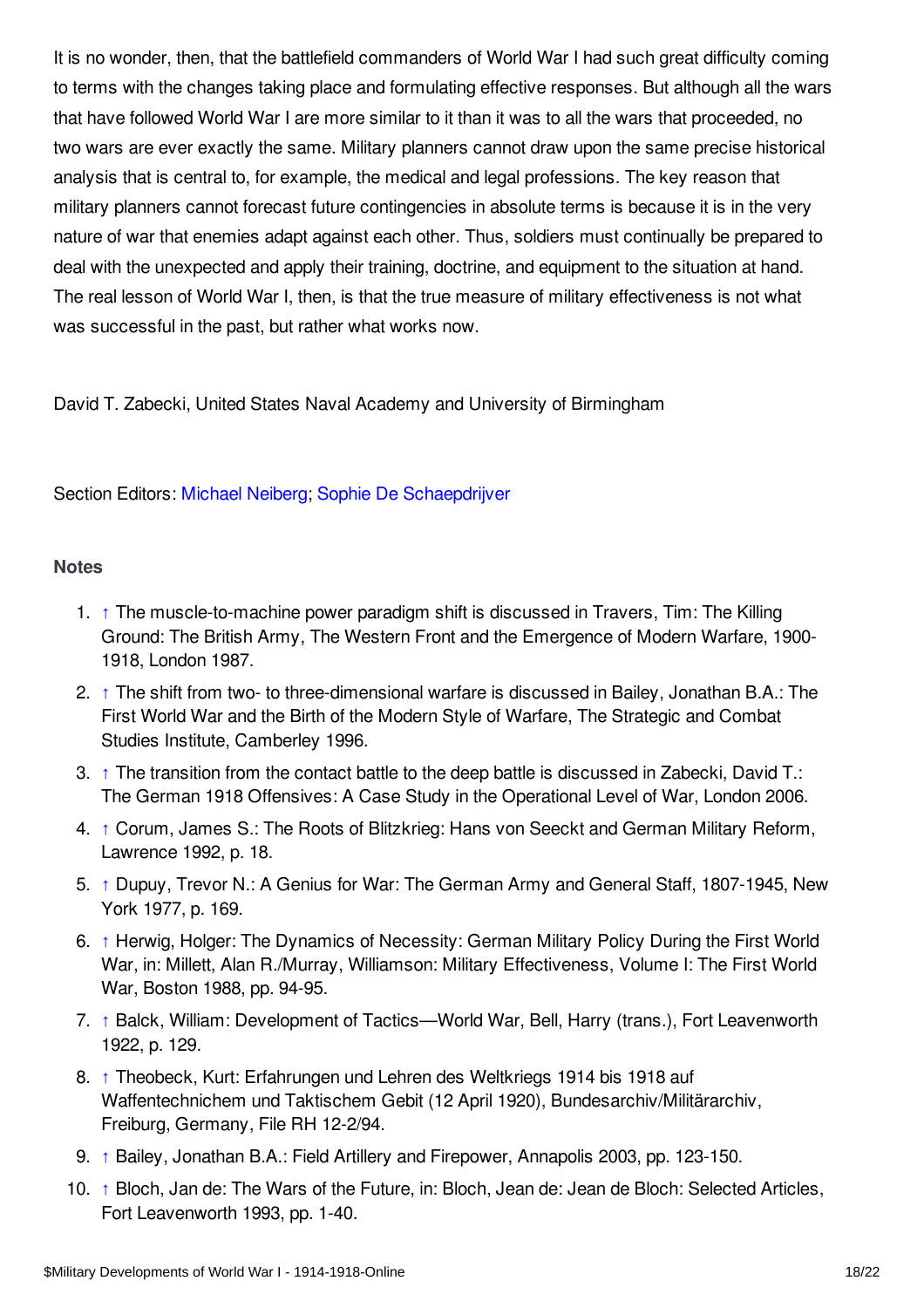It is no wonder, then, that the battlefield commanders of World War I had such great difficulty coming to terms with the changes taking place and formulating effective responses. But although all the wars that have followed World War I are more similar to it than it was to all the wars that proceeded, no two wars are ever exactly the same. Military planners cannot draw upon the same precise historical analysis that is central to, for example, the medical and legal professions. The key reason that military planners cannot forecast future contingencies in absolute terms is because it is in the very nature of war that enemies adapt against each other. Thus, soldiers must continually be prepared to deal with the unexpected and apply their training, doctrine, and equipment to the situation at hand. The real lesson of World War I, then, is that the true measure of military effectiveness is not what was successful in the past, but rather what works now.

David T. Zabecki, United States Naval Academy and University of Birmingham

Section Editors: Michael Neiberg; Sophie De Schaepdrijver

## Notes

1. ↑ The muscle-to-machine power paradigm shift is discussed in Travers, Tim: The Killing Ground: The British Army, The Western Front and the Emergence of Modern Warfare, 1900-1918, London 1987.
2. ↑ The shift from two- to three-dimensional warfare is discussed in Bailey, Jonathan B.A.: The First World War and the Birth of the Modern Style of Warfare, The Strategic and Combat Studies Institute, Camberley 1996.
3. ↑ The transition from the contact battle to the deep battle is discussed in Zabecki, David T.: The German 1918 Offensives: A Case Study in the Operational Level of War, London 2006.
4. ↑ Corum, James S.: The Roots of Blitzkrieg: Hans von Seeckt and German Military Reform, Lawrence 1992, p. 18.
5. ↑ Dupuy, Trevor N.: A Genius for War: The German Army and General Staff, 1807-1945, New York 1977, p. 169.
6. ↑ Herwig, Holger: The Dynamics of Necessity: German Military Policy During the First World War, in: Millett, Alan R./Murray, Williamson: Military Effectiveness, Volume I: The First World War, Boston 1988, pp. 94-95.
7. ↑ Balck, William: Development of Tactics—World War, Bell, Harry (trans.), Fort Leavenworth 1922, p. 129.
8. ↑ Theobeck, Kurt: Erfahrungen und Lehren des Weltkriegs 1914 bis 1918 auf Waffentechnichem und Taktischem Gebit (12 April 1920), Bundesarchiv/Militärarchiv, Freiburg, Germany, File RH 12-2/94.
9. ↑ Bailey, Jonathan B.A.: Field Artillery and Firepower, Annapolis 2003, pp. 123-150.
10. ↑ Bloch, Jan de: The Wars of the Future, in: Bloch, Jean de: Jean de Bloch: Selected Articles, Fort Leavenworth 1993, pp. 1-40.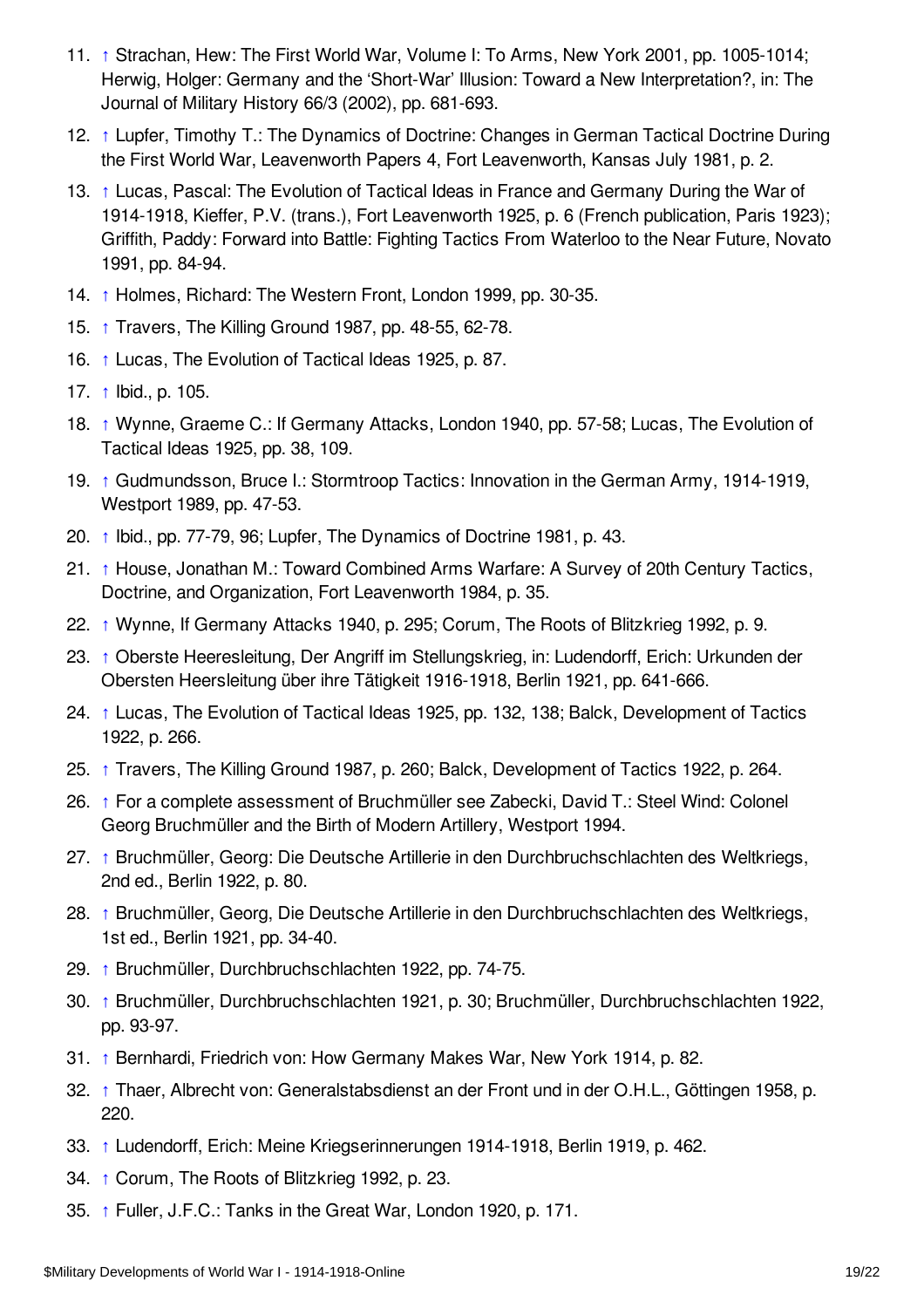11. ↑ Strachan, Hew: The First World War, Volume I: To Arms, New York 2001, pp. 1005-1014; Herwig, Holger: Germany and the 'Short-War' Illusion: Toward a New Interpretation?, in: The Journal of Military History 66/3 (2002), pp. 681-693.
12. ↑ Lupfer, Timothy T.: The Dynamics of Doctrine: Changes in German Tactical Doctrine During the First World War, Leavenworth Papers 4, Fort Leavenworth, Kansas July 1981, p. 2.
13. ↑ Lucas, Pascal: The Evolution of Tactical Ideas in France and Germany During the War of 1914-1918, Kieffer, P.V. (trans.), Fort Leavenworth 1925, p. 6 (French publication, Paris 1923); Griffith, Paddy: Forward into Battle: Fighting Tactics From Waterloo to the Near Future, Novato 1991, pp. 84-94.
14. ↑ Holmes, Richard: The Western Front, London 1999, pp. 30-35.
15. ↑ Travers, The Killing Ground 1987, pp. 48-55, 62-78.
16. ↑ Lucas, The Evolution of Tactical Ideas 1925, p. 87.
17. ↑ Ibid., p. 105.
18. ↑ Wynne, Graeme C.: If Germany Attacks, London 1940, pp. 57-58; Lucas, The Evolution of Tactical Ideas 1925, pp. 38, 109.
19. ↑ Gudmundsson, Bruce I.: Stormtroop Tactics: Innovation in the German Army, 1914-1919, Westport 1989, pp. 47-53.
20. ↑ Ibid., pp. 77-79, 96; Lupfer, The Dynamics of Doctrine 1981, p. 43.
21. ↑ House, Jonathan M.: Toward Combined Arms Warfare: A Survey of 20th Century Tactics, Doctrine, and Organization, Fort Leavenworth 1984, p. 35.
22. ↑ Wynne, If Germany Attacks 1940, p. 295; Corum, The Roots of Blitzkrieg 1992, p. 9.
23. ↑ Oberste Heeresleitung, Der Angriff im Stellungskrieg, in: Ludendorff, Erich: Urkunden der Obersten Heersleitung über ihre Tätigkeit 1916-1918, Berlin 1921, pp. 641-666.
24. ↑ Lucas, The Evolution of Tactical Ideas 1925, pp. 132, 138; Balck, Development of Tactics 1922, p. 266.
25. ↑ Travers, The Killing Ground 1987, p. 260; Balck, Development of Tactics 1922, p. 264.
26. ↑ For a complete assessment of Bruchmüller see Zabecki, David T.: Steel Wind: Colonel Georg Bruchmüller and the Birth of Modern Artillery, Westport 1994.
27. ↑ Bruchmüller, Georg: Die Deutsche Artillerie in den Durchbruchschlachten des Weltkriegs, 2nd ed., Berlin 1922, p. 80.
28. ↑ Bruchmüller, Georg, Die Deutsche Artillerie in den Durchbruchschlachten des Weltkriegs, 1st ed., Berlin 1921, pp. 34-40.
29. ↑ Bruchmüller, Durchbruchschlachten 1922, pp. 74-75.
30. ↑ Bruchmüller, Durchbruchschlachten 1921, p. 30; Bruchmüller, Durchbruchschlachten 1922, pp. 93-97.
31. ↑ Bernhardi, Friedrich von: How Germany Makes War, New York 1914, p. 82.
32. ↑ Thaer, Albrecht von: Generalstabsdienst an der Front und in der O.H.L., Göttingen 1958, p. 220.
33. ↑ Ludendorff, Erich: Meine Kriegserinnerungen 1914-1918, Berlin 1919, p. 462.
34. ↑ Corum, The Roots of Blitzkrieg 1992, p. 23.
35. ↑ Fuller, J.F.C.: Tanks in the Great War, London 1920, p. 171.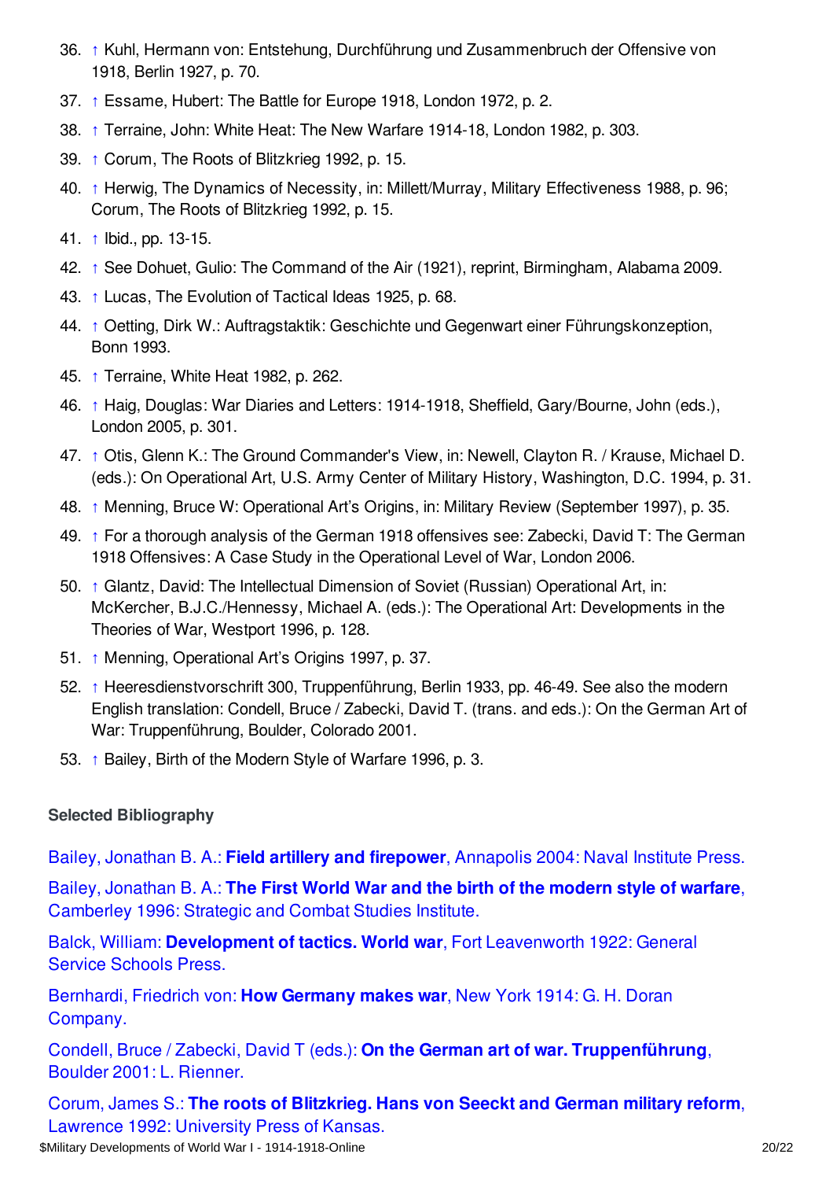36. ↑ Kuhl, Hermann von: Entstehung, Durchführung und Zusammenbruch der Offensive von 1918, Berlin 1927, p. 70.
37. ↑ Essame, Hubert: The Battle for Europe 1918, London 1972, p. 2.
38. ↑ Terraine, John: White Heat: The New Warfare 1914-18, London 1982, p. 303.
39. ↑ Corum, The Roots of Blitzkrieg 1992, p. 15.
40. ↑ Herwig, The Dynamics of Necessity, in: Millett/Murray, Military Effectiveness 1988, p. 96; Corum, The Roots of Blitzkrieg 1992, p. 15.
41. ↑ Ibid., pp. 13-15.
42. ↑ See Dohuet, Gulio: The Command of the Air (1921), reprint, Birmingham, Alabama 2009.
43. ↑ Lucas, The Evolution of Tactical Ideas 1925, p. 68.
44. ↑ Oetting, Dirk W.: Auftragstaktik: Geschichte und Gegenwart einer Führungskonzeption, Bonn 1993.
45. ↑ Terraine, White Heat 1982, p. 262.
46. ↑ Haig, Douglas: War Diaries and Letters: 1914-1918, Sheffield, Gary/Bourne, John (eds.), London 2005, p. 301.
47. ↑ Otis, Glenn K.: The Ground Commander's View, in: Newell, Clayton R. / Krause, Michael D. (eds.): On Operational Art, U.S. Army Center of Military History, Washington, D.C. 1994, p. 31.
48. ↑ Menning, Bruce W: Operational Art's Origins, in: Military Review (September 1997), p. 35.
49. ↑ For a thorough analysis of the German 1918 offensives see: Zabecki, David T: The German 1918 Offensives: A Case Study in the Operational Level of War, London 2006.
50. ↑ Glantz, David: The Intellectual Dimension of Soviet (Russian) Operational Art, in: McKercher, B.J.C./Hennessy, Michael A. (eds.): The Operational Art: Developments in the Theories of War, Westport 1996, p. 128.
51. ↑ Menning, Operational Art's Origins 1997, p. 37.
52. ↑ Heeresdienstvorschrift 300, Truppenführung, Berlin 1933, pp. 46-49. See also the modern English translation: Condell, Bruce / Zabecki, David T. (trans. and eds.): On the German Art of War: Truppenführung, Boulder, Colorado 2001.
53. ↑ Bailey, Birth of the Modern Style of Warfare 1996, p. 3.

### Selected Bibliography

Bailey, Jonathan B. A.: **Field artillery and firepower**, Annapolis 2004: Naval Institute Press.

Bailey, Jonathan B. A.: **The First World War and the birth of the modern style of warfare**, Camberley 1996: Strategic and Combat Studies Institute.

Balck, William: **Development of tactics. World war**, Fort Leavenworth 1922: General Service Schools Press.

Bernhardi, Friedrich von: **How Germany makes war**, New York 1914: G. H. Doran Company.

Condell, Bruce / Zabecki, David T (eds.): **On the German art of war. Truppenführung**, Boulder 2001: L. Rienner.

Corum, James S.: **The roots of Blitzkrieg. Hans von Seeckt and German military reform**, Lawrence 1992: University Press of Kansas.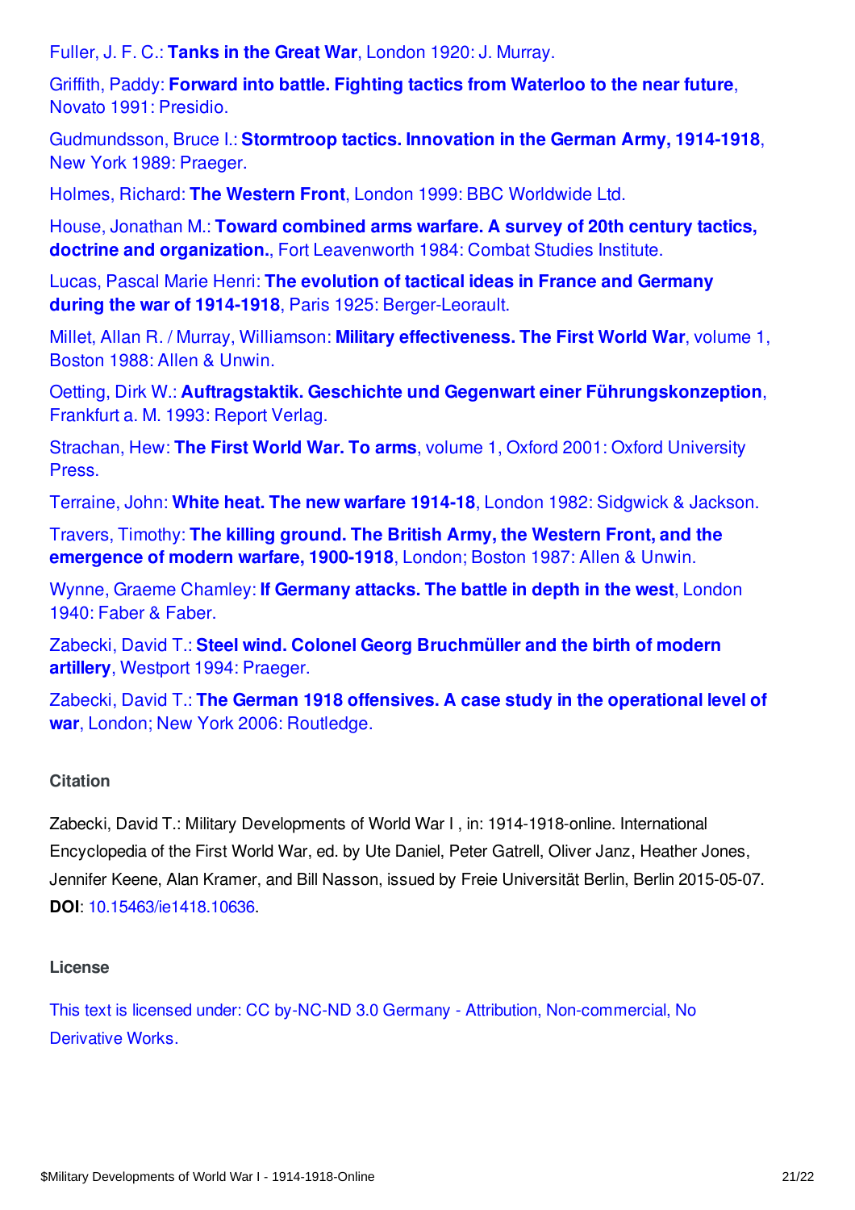Fuller, J. F. C.: **Tanks in the Great War**, London 1920: J. Murray.

Griffith, Paddy: **Forward into battle. Fighting tactics from Waterloo to the near future**, Novato 1991: Presidio.

Gudmundsson, Bruce I.: **Stormtroop tactics. Innovation in the German Army, 1914-1918**, New York 1989: Praeger.

Holmes, Richard: **The Western Front**, London 1999: BBC Worldwide Ltd.

House, Jonathan M.: **Toward combined arms warfare. A survey of 20th century tactics, doctrine and organization.**, Fort Leavenworth 1984: Combat Studies Institute.

Lucas, Pascal Marie Henri: **The evolution of tactical ideas in France and Germany during the war of 1914-1918**, Paris 1925: Berger-Leorault.

Millet, Allan R. / Murray, Williamson: **Military effectiveness. The First World War**, volume 1, Boston 1988: Allen & Unwin.

Oetting, Dirk W.: **Auftragstaktik. Geschichte und Gegenwart einer Führungskonzeption**, Frankfurt a. M. 1993: Report Verlag.

Strachan, Hew: **The First World War. To arms**, volume 1, Oxford 2001: Oxford University Press.

Terraine, John: **White heat. The new warfare 1914-18**, London 1982: Sidgwick & Jackson.

Travers, Timothy: **The killing ground. The British Army, the Western Front, and the emergence of modern warfare, 1900-1918**, London; Boston 1987: Allen & Unwin.

Wynne, Graeme Chamley: **If Germany attacks. The battle in depth in the west**, London 1940: Faber & Faber.

Zabecki, David T.: **Steel wind. Colonel Georg Bruchmüller and the birth of modern artillery**, Westport 1994: Praeger.

Zabecki, David T.: **The German 1918 offensives. A case study in the operational level of war**, London; New York 2006: Routledge.

#### Citation

Zabecki, David T.: Military Developments of World War I , in: 1914-1918-online. International Encyclopedia of the First World War, ed. by Ute Daniel, Peter Gatrell, Oliver Janz, Heather Jones, Jennifer Keene, Alan Kramer, and Bill Nasson, issued by Freie Universität Berlin, Berlin 2015-05-07.
**DOI**: 10.15463/ie1418.10636.

#### License

This text is licensed under: CC by-NC-ND 3.0 Germany - Attribution, Non-commercial, No Derivative Works.